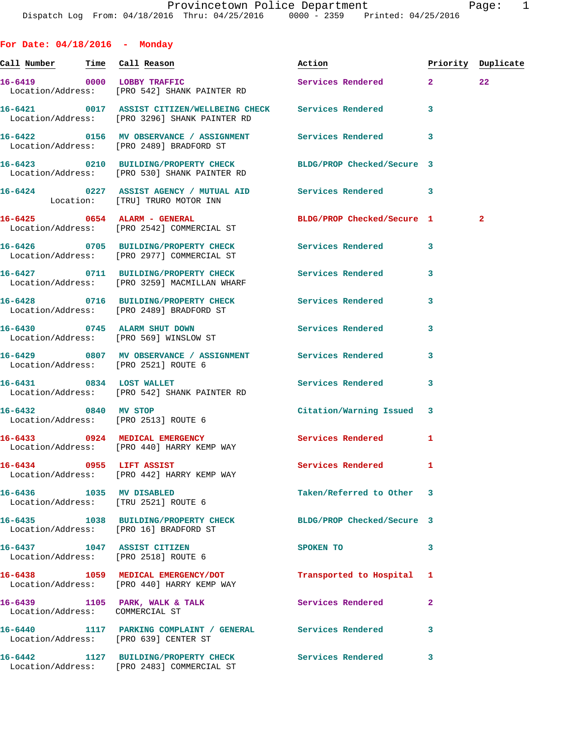# Provincetown Police Department

Dispatch Log From: 04/18/2016 Thru: 04/25/2016 0000 - 2359 Printed: 04/25/2016

## For Date: 04/18/2016 - Monday

| Call Number | Time | Call Reason | Action | Priority | Duplicate |
|---|---|---|---|---|---|
| 16-6419 | 0000 | LOBBY TRAFFIC | Services Rendered | 2 | 22 |
| Location/Address: | | [PRO 542] SHANK PAINTER RD | | | |
| 16-6421 | 0017 | ASSIST CITIZEN/WELLBEING CHECK | Services Rendered | 3 | |
| Location/Address: | | [PRO 3296] SHANK PAINTER RD | | | |
| 16-6422 | 0156 | MV OBSERVANCE / ASSIGNMENT | Services Rendered | 3 | |
| Location/Address: | | [PRO 2489] BRADFORD ST | | | |
| 16-6423 | 0210 | BUILDING/PROPERTY CHECK | BLDG/PROP Checked/Secure | 3 | |
| Location/Address: | | [PRO 530] SHANK PAINTER RD | | | |
| 16-6424 | 0227 | ASSIST AGENCY / MUTUAL AID | Services Rendered | 3 | |
| Location: | | [TRU] TRURO MOTOR INN | | | |
| 16-6425 | 0654 | ALARM - GENERAL | BLDG/PROP Checked/Secure | 1 | 2 |
| Location/Address: | | [PRO 2542] COMMERCIAL ST | | | |
| 16-6426 | 0705 | BUILDING/PROPERTY CHECK | Services Rendered | 3 | |
| Location/Address: | | [PRO 2977] COMMERCIAL ST | | | |
| 16-6427 | 0711 | BUILDING/PROPERTY CHECK | Services Rendered | 3 | |
| Location/Address: | | [PRO 3259] MACMILLAN WHARF | | | |
| 16-6428 | 0716 | BUILDING/PROPERTY CHECK | Services Rendered | 3 | |
| Location/Address: | | [PRO 2489] BRADFORD ST | | | |
| 16-6430 | 0745 | ALARM SHUT DOWN | Services Rendered | 3 | |
| Location/Address: | | [PRO 569] WINSLOW ST | | | |
| 16-6429 | 0807 | MV OBSERVANCE / ASSIGNMENT | Services Rendered | 3 | |
| Location/Address: | | [PRO 2521] ROUTE 6 | | | |
| 16-6431 | 0834 | LOST WALLET | Services Rendered | 3 | |
| Location/Address: | | [PRO 542] SHANK PAINTER RD | | | |
| 16-6432 | 0840 | MV STOP | Citation/Warning Issued | 3 | |
| Location/Address: | | [PRO 2513] ROUTE 6 | | | |
| 16-6433 | 0924 | MEDICAL EMERGENCY | Services Rendered | 1 | |
| Location/Address: | | [PRO 440] HARRY KEMP WAY | | | |
| 16-6434 | 0955 | LIFT ASSIST | Services Rendered | 1 | |
| Location/Address: | | [PRO 442] HARRY KEMP WAY | | | |
| 16-6436 | 1035 | MV DISABLED | Taken/Referred to Other | 3 | |
| Location/Address: | | [TRU 2521] ROUTE 6 | | | |
| 16-6435 | 1038 | BUILDING/PROPERTY CHECK | BLDG/PROP Checked/Secure | 3 | |
| Location/Address: | | [PRO 16] BRADFORD ST | | | |
| 16-6437 | 1047 | ASSIST CITIZEN | SPOKEN TO | 3 | |
| Location/Address: | | [PRO 2518] ROUTE 6 | | | |
| 16-6438 | 1059 | MEDICAL EMERGENCY/DOT | Transported to Hospital | 1 | |
| Location/Address: | | [PRO 440] HARRY KEMP WAY | | | |
| 16-6439 | 1105 | PARK, WALK & TALK | Services Rendered | 2 | |
| Location/Address: | | COMMERCIAL ST | | | |
| 16-6440 | 1117 | PARKING COMPLAINT / GENERAL | Services Rendered | 3 | |
| Location/Address: | | [PRO 639] CENTER ST | | | |
| 16-6442 | 1127 | BUILDING/PROPERTY CHECK | Services Rendered | 3 | |
| Location/Address: | | [PRO 2483] COMMERCIAL ST | | | |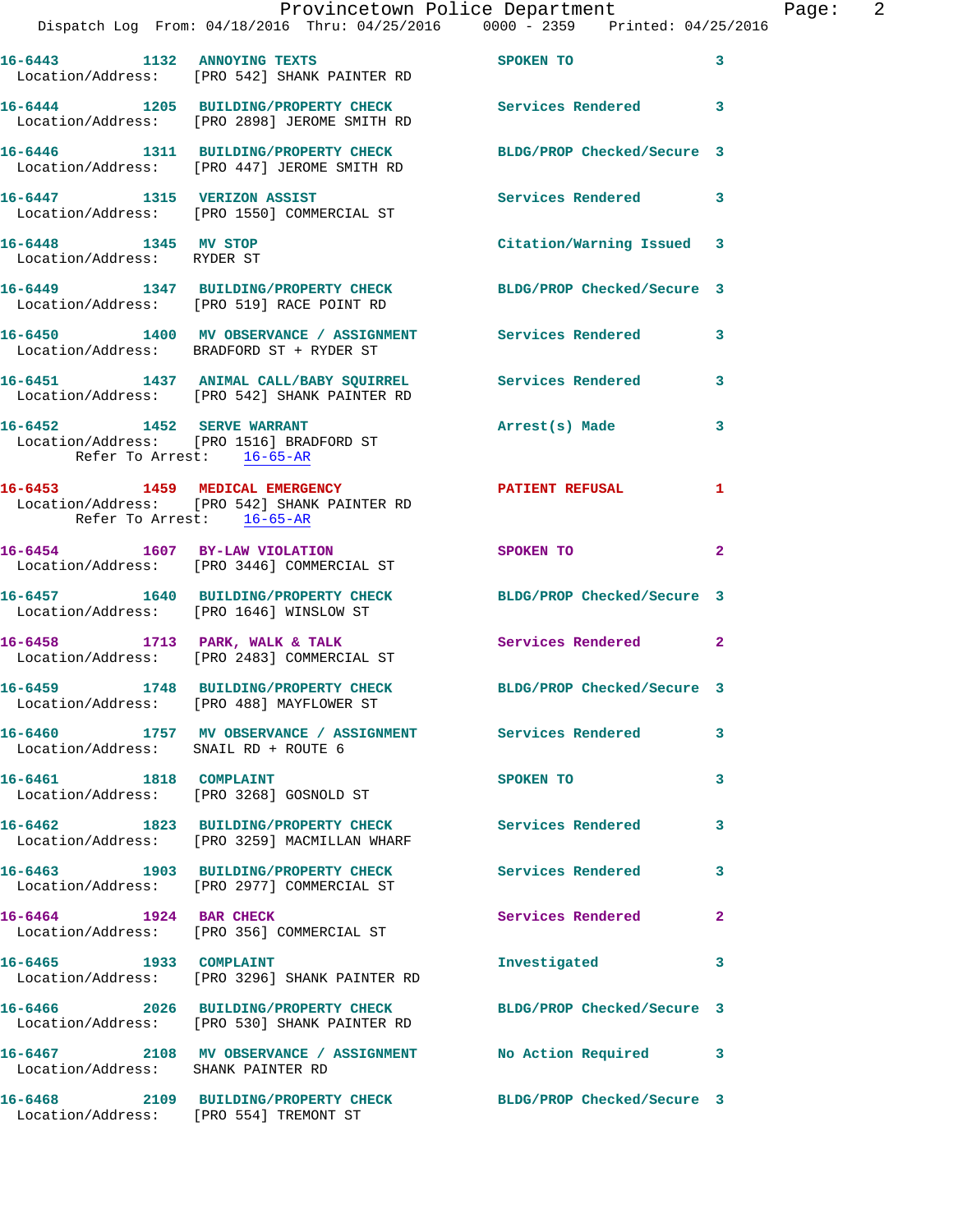16-6443 1132 ANNOYING TEXTS SPOKEN TO 3
Location/Address: [PRO 542] SHANK PAINTER RD

16-6444 1205 BUILDING/PROPERTY CHECK Services Rendered 3
Location/Address: [PRO 2898] JEROME SMITH RD

16-6446 1311 BUILDING/PROPERTY CHECK BLDG/PROP Checked/Secure 3
Location/Address: [PRO 447] JEROME SMITH RD

16-6447 1315 VERIZON ASSIST Services Rendered 3
Location/Address: [PRO 1550] COMMERCIAL ST

16-6448 1345 MV STOP Citation/Warning Issued 3
Location/Address: RYDER ST

16-6449 1347 BUILDING/PROPERTY CHECK BLDG/PROP Checked/Secure 3
Location/Address: [PRO 519] RACE POINT RD

16-6450 1400 MV OBSERVANCE / ASSIGNMENT Services Rendered 3
Location/Address: BRADFORD ST + RYDER ST

16-6451 1437 ANIMAL CALL/BABY SQUIRREL Services Rendered 3
Location/Address: [PRO 542] SHANK PAINTER RD

16-6452 1452 SERVE WARRANT Arrest(s) Made 3
Location/Address: [PRO 1516] BRADFORD ST
Refer To Arrest: 16-65-AR

16-6453 1459 MEDICAL EMERGENCY PATIENT REFUSAL 1
Location/Address: [PRO 542] SHANK PAINTER RD
Refer To Arrest: 16-65-AR

16-6454 1607 BY-LAW VIOLATION SPOKEN TO 2
Location/Address: [PRO 3446] COMMERCIAL ST

16-6457 1640 BUILDING/PROPERTY CHECK BLDG/PROP Checked/Secure 3
Location/Address: [PRO 1646] WINSLOW ST

16-6458 1713 PARK, WALK & TALK Services Rendered 2
Location/Address: [PRO 2483] COMMERCIAL ST

16-6459 1748 BUILDING/PROPERTY CHECK BLDG/PROP Checked/Secure 3
Location/Address: [PRO 488] MAYFLOWER ST

16-6460 1757 MV OBSERVANCE / ASSIGNMENT Services Rendered 3
Location/Address: SNAIL RD + ROUTE 6

16-6461 1818 COMPLAINT SPOKEN TO 3
Location/Address: [PRO 3268] GOSNOLD ST

16-6462 1823 BUILDING/PROPERTY CHECK Services Rendered 3
Location/Address: [PRO 3259] MACMILLAN WHARF

16-6463 1903 BUILDING/PROPERTY CHECK Services Rendered 3
Location/Address: [PRO 2977] COMMERCIAL ST

16-6464 1924 BAR CHECK Services Rendered 2
Location/Address: [PRO 356] COMMERCIAL ST

16-6465 1933 COMPLAINT Investigated 3
Location/Address: [PRO 3296] SHANK PAINTER RD

16-6466 2026 BUILDING/PROPERTY CHECK BLDG/PROP Checked/Secure 3
Location/Address: [PRO 530] SHANK PAINTER RD

16-6467 2108 MV OBSERVANCE / ASSIGNMENT No Action Required 3
Location/Address: SHANK PAINTER RD

16-6468 2109 BUILDING/PROPERTY CHECK BLDG/PROP Checked/Secure 3
Location/Address: [PRO 554] TREMONT ST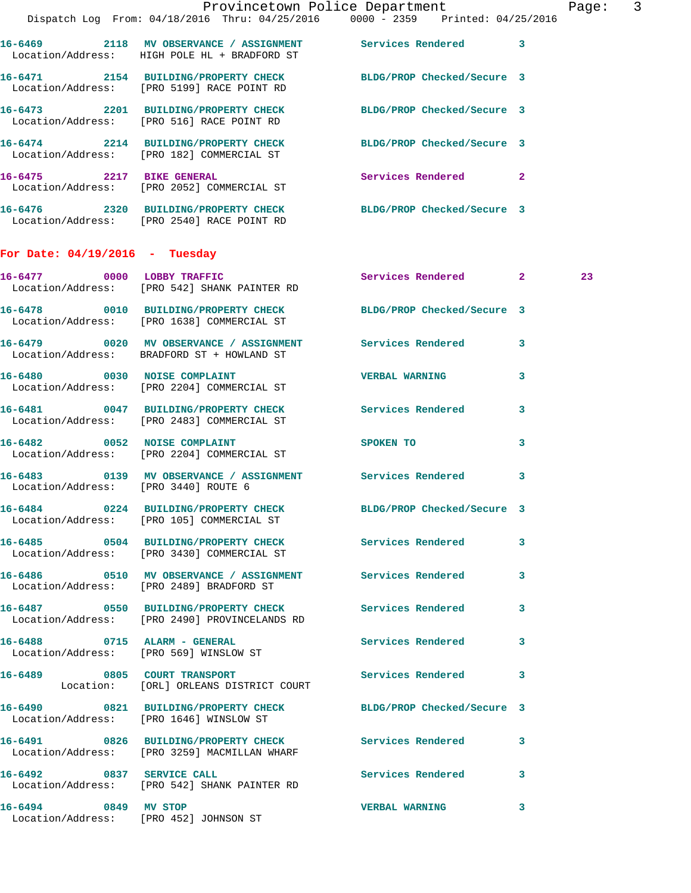16-6469 2118 MV OBSERVANCE / ASSIGNMENT Services Rendered 3
Location/Address: HIGH POLE HL + BRADFORD ST

16-6471 2154 BUILDING/PROPERTY CHECK BLDG/PROP Checked/Secure 3
Location/Address: [PRO 5199] RACE POINT RD

16-6473 2201 BUILDING/PROPERTY CHECK BLDG/PROP Checked/Secure 3
Location/Address: [PRO 516] RACE POINT RD

16-6474 2214 BUILDING/PROPERTY CHECK BLDG/PROP Checked/Secure 3
Location/Address: [PRO 182] COMMERCIAL ST

16-6475 2217 BIKE GENERAL Services Rendered 2
Location/Address: [PRO 2052] COMMERCIAL ST

16-6476 2320 BUILDING/PROPERTY CHECK BLDG/PROP Checked/Secure 3
Location/Address: [PRO 2540] RACE POINT RD

**For Date: 04/19/2016 - Tuesday**

16-6477 0000 LOBBY TRAFFIC Services Rendered 2 23
Location/Address: [PRO 542] SHANK PAINTER RD

16-6478 0010 BUILDING/PROPERTY CHECK BLDG/PROP Checked/Secure 3
Location/Address: [PRO 1638] COMMERCIAL ST

16-6479 0020 MV OBSERVANCE / ASSIGNMENT Services Rendered 3
Location/Address: BRADFORD ST + HOWLAND ST

16-6480 0030 NOISE COMPLAINT VERBAL WARNING 3
Location/Address: [PRO 2204] COMMERCIAL ST

16-6481 0047 BUILDING/PROPERTY CHECK Services Rendered 3
Location/Address: [PRO 2483] COMMERCIAL ST

16-6482 0052 NOISE COMPLAINT SPOKEN TO 3
Location/Address: [PRO 2204] COMMERCIAL ST

16-6483 0139 MV OBSERVANCE / ASSIGNMENT Services Rendered 3
Location/Address: [PRO 3440] ROUTE 6

16-6484 0224 BUILDING/PROPERTY CHECK BLDG/PROP Checked/Secure 3
Location/Address: [PRO 105] COMMERCIAL ST

16-6485 0504 BUILDING/PROPERTY CHECK Services Rendered 3
Location/Address: [PRO 3430] COMMERCIAL ST

16-6486 0510 MV OBSERVANCE / ASSIGNMENT Services Rendered 3
Location/Address: [PRO 2489] BRADFORD ST

16-6487 0550 BUILDING/PROPERTY CHECK Services Rendered 3
Location/Address: [PRO 2490] PROVINCELANDS RD

16-6488 0715 ALARM - GENERAL Services Rendered 3
Location/Address: [PRO 569] WINSLOW ST

16-6489 0805 COURT TRANSPORT Services Rendered 3
Location: [ORL] ORLEANS DISTRICT COURT

16-6490 0821 BUILDING/PROPERTY CHECK BLDG/PROP Checked/Secure 3
Location/Address: [PRO 1646] WINSLOW ST

16-6491 0826 BUILDING/PROPERTY CHECK Services Rendered 3
Location/Address: [PRO 3259] MACMILLAN WHARF

16-6492 0837 SERVICE CALL Services Rendered 3
Location/Address: [PRO 542] SHANK PAINTER RD

16-6494 0849 MV STOP VERBAL WARNING 3
Location/Address: [PRO 452] JOHNSON ST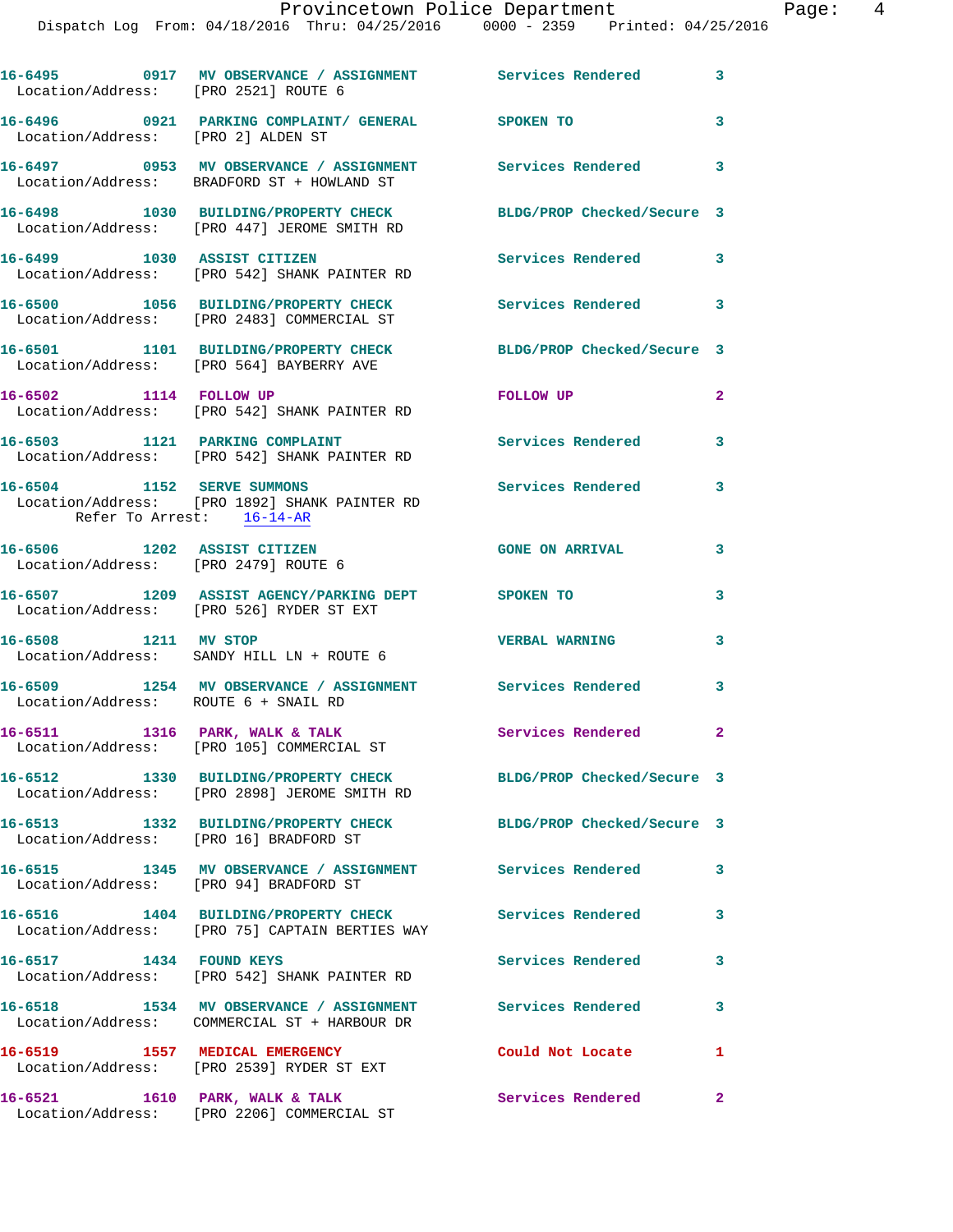16-6495 0917 MV OBSERVANCE / ASSIGNMENT Services Rendered 3
Location/Address: [PRO 2521] ROUTE 6

16-6496 0921 PARKING COMPLAINT/ GENERAL SPOKEN TO 3
Location/Address: [PRO 2] ALDEN ST

16-6497 0953 MV OBSERVANCE / ASSIGNMENT Services Rendered 3
Location/Address: BRADFORD ST + HOWLAND ST

16-6498 1030 BUILDING/PROPERTY CHECK BLDG/PROP Checked/Secure 3
Location/Address: [PRO 447] JEROME SMITH RD

16-6499 1030 ASSIST CITIZEN Services Rendered 3
Location/Address: [PRO 542] SHANK PAINTER RD

16-6500 1056 BUILDING/PROPERTY CHECK Services Rendered 3
Location/Address: [PRO 2483] COMMERCIAL ST

16-6501 1101 BUILDING/PROPERTY CHECK BLDG/PROP Checked/Secure 3
Location/Address: [PRO 564] BAYBERRY AVE

16-6502 1114 FOLLOW UP FOLLOW UP 2
Location/Address: [PRO 542] SHANK PAINTER RD

16-6503 1121 PARKING COMPLAINT Services Rendered 3
Location/Address: [PRO 542] SHANK PAINTER RD

16-6504 1152 SERVE SUMMONS Services Rendered 3
Location/Address: [PRO 1892] SHANK PAINTER RD
Refer To Arrest: 16-14-AR

16-6506 1202 ASSIST CITIZEN GONE ON ARRIVAL 3
Location/Address: [PRO 2479] ROUTE 6

16-6507 1209 ASSIST AGENCY/PARKING DEPT SPOKEN TO 3
Location/Address: [PRO 526] RYDER ST EXT

16-6508 1211 MV STOP VERBAL WARNING 3
Location/Address: SANDY HILL LN + ROUTE 6

16-6509 1254 MV OBSERVANCE / ASSIGNMENT Services Rendered 3
Location/Address: ROUTE 6 + SNAIL RD

16-6511 1316 PARK, WALK & TALK Services Rendered 2
Location/Address: [PRO 105] COMMERCIAL ST

16-6512 1330 BUILDING/PROPERTY CHECK BLDG/PROP Checked/Secure 3
Location/Address: [PRO 2898] JEROME SMITH RD

16-6513 1332 BUILDING/PROPERTY CHECK BLDG/PROP Checked/Secure 3
Location/Address: [PRO 16] BRADFORD ST

16-6515 1345 MV OBSERVANCE / ASSIGNMENT Services Rendered 3
Location/Address: [PRO 94] BRADFORD ST

16-6516 1404 BUILDING/PROPERTY CHECK Services Rendered 3
Location/Address: [PRO 75] CAPTAIN BERTIES WAY

16-6517 1434 FOUND KEYS Services Rendered 3
Location/Address: [PRO 542] SHANK PAINTER RD

16-6518 1534 MV OBSERVANCE / ASSIGNMENT Services Rendered 3
Location/Address: COMMERCIAL ST + HARBOUR DR

16-6519 1557 MEDICAL EMERGENCY Could Not Locate 1
Location/Address: [PRO 2539] RYDER ST EXT

16-6521 1610 PARK, WALK & TALK Services Rendered 2
Location/Address: [PRO 2206] COMMERCIAL ST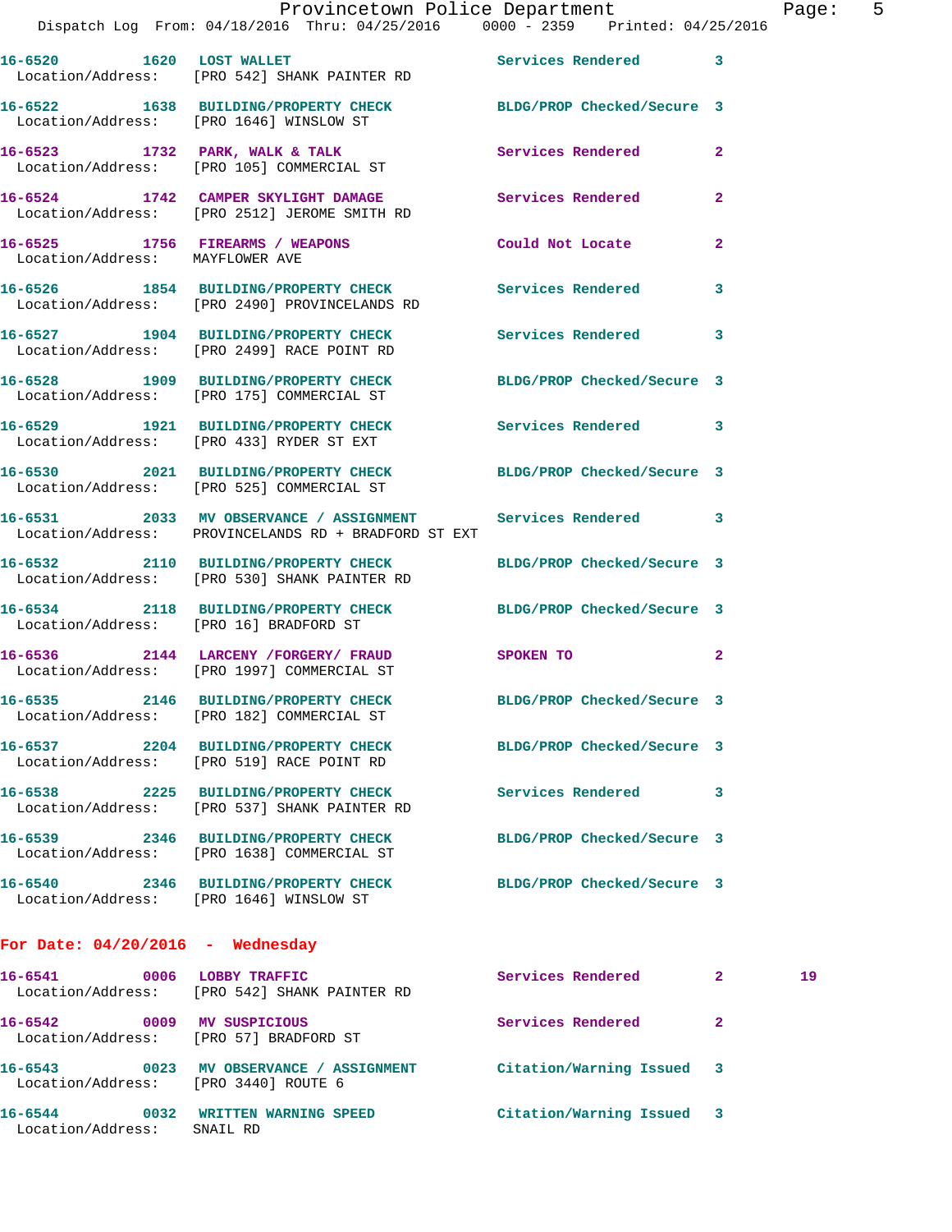16-6520 1620 LOST WALLET Services Rendered 3
Location/Address: [PRO 542] SHANK PAINTER RD

16-6522 1638 BUILDING/PROPERTY CHECK BLDG/PROP Checked/Secure 3
Location/Address: [PRO 1646] WINSLOW ST

16-6523 1732 PARK, WALK & TALK Services Rendered 2
Location/Address: [PRO 105] COMMERCIAL ST

16-6524 1742 CAMPER SKYLIGHT DAMAGE Services Rendered 2
Location/Address: [PRO 2512] JEROME SMITH RD

16-6525 1756 FIREARMS / WEAPONS Could Not Locate 2
Location/Address: MAYFLOWER AVE

16-6526 1854 BUILDING/PROPERTY CHECK Services Rendered 3
Location/Address: [PRO 2490] PROVINCELANDS RD

16-6527 1904 BUILDING/PROPERTY CHECK Services Rendered 3
Location/Address: [PRO 2499] RACE POINT RD

16-6528 1909 BUILDING/PROPERTY CHECK BLDG/PROP Checked/Secure 3
Location/Address: [PRO 175] COMMERCIAL ST

16-6529 1921 BUILDING/PROPERTY CHECK Services Rendered 3
Location/Address: [PRO 433] RYDER ST EXT

16-6530 2021 BUILDING/PROPERTY CHECK BLDG/PROP Checked/Secure 3
Location/Address: [PRO 525] COMMERCIAL ST

16-6531 2033 MV OBSERVANCE / ASSIGNMENT Services Rendered 3
Location/Address: PROVINCELANDS RD + BRADFORD ST EXT

16-6532 2110 BUILDING/PROPERTY CHECK BLDG/PROP Checked/Secure 3
Location/Address: [PRO 530] SHANK PAINTER RD

16-6534 2118 BUILDING/PROPERTY CHECK BLDG/PROP Checked/Secure 3
Location/Address: [PRO 16] BRADFORD ST

16-6536 2144 LARCENY /FORGERY/ FRAUD SPOKEN TO 2
Location/Address: [PRO 1997] COMMERCIAL ST

16-6535 2146 BUILDING/PROPERTY CHECK BLDG/PROP Checked/Secure 3
Location/Address: [PRO 182] COMMERCIAL ST

16-6537 2204 BUILDING/PROPERTY CHECK BLDG/PROP Checked/Secure 3
Location/Address: [PRO 519] RACE POINT RD

16-6538 2225 BUILDING/PROPERTY CHECK Services Rendered 3
Location/Address: [PRO 537] SHANK PAINTER RD

16-6539 2346 BUILDING/PROPERTY CHECK BLDG/PROP Checked/Secure 3
Location/Address: [PRO 1638] COMMERCIAL ST

16-6540 2346 BUILDING/PROPERTY CHECK BLDG/PROP Checked/Secure 3
Location/Address: [PRO 1646] WINSLOW ST

## For Date: 04/20/2016 - Wednesday

16-6541 0006 LOBBY TRAFFIC Services Rendered 2 19
Location/Address: [PRO 542] SHANK PAINTER RD

16-6542 0009 MV SUSPICIOUS Services Rendered 2
Location/Address: [PRO 57] BRADFORD ST

16-6543 0023 MV OBSERVANCE / ASSIGNMENT Citation/Warning Issued 3
Location/Address: [PRO 3440] ROUTE 6

16-6544 0032 WRITTEN WARNING SPEED Citation/Warning Issued 3
Location/Address: SNAIL RD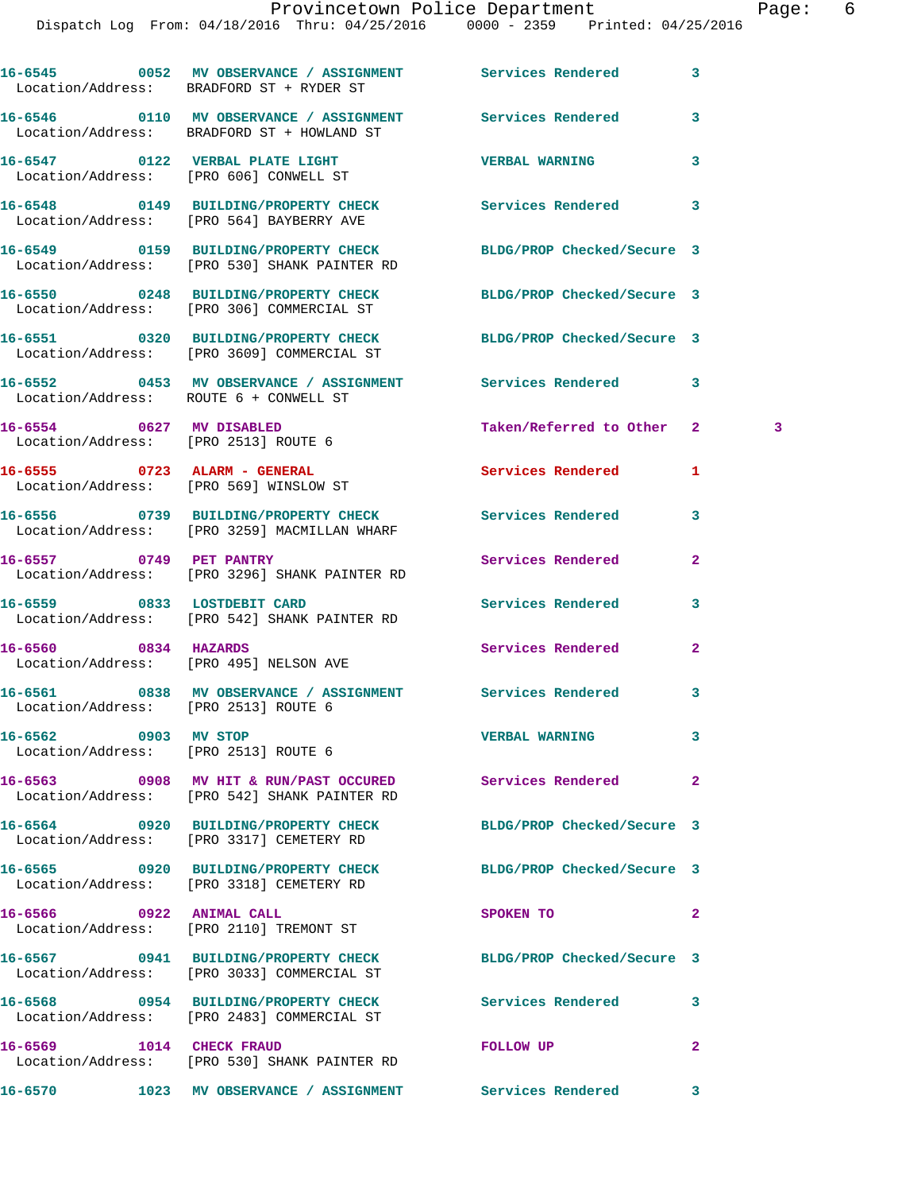16-6545 0052 MV OBSERVANCE / ASSIGNMENT Services Rendered 3
Location/Address: BRADFORD ST + RYDER ST

16-6546 0110 MV OBSERVANCE / ASSIGNMENT Services Rendered 3
Location/Address: BRADFORD ST + HOWLAND ST

16-6547 0122 VERBAL PLATE LIGHT VERBAL WARNING 3
Location/Address: [PRO 606] CONWELL ST

16-6548 0149 BUILDING/PROPERTY CHECK Services Rendered 3
Location/Address: [PRO 564] BAYBERRY AVE

16-6549 0159 BUILDING/PROPERTY CHECK BLDG/PROP Checked/Secure 3
Location/Address: [PRO 530] SHANK PAINTER RD

16-6550 0248 BUILDING/PROPERTY CHECK BLDG/PROP Checked/Secure 3
Location/Address: [PRO 306] COMMERCIAL ST

16-6551 0320 BUILDING/PROPERTY CHECK BLDG/PROP Checked/Secure 3
Location/Address: [PRO 3609] COMMERCIAL ST

16-6552 0453 MV OBSERVANCE / ASSIGNMENT Services Rendered 3
Location/Address: ROUTE 6 + CONWELL ST

16-6554 0627 MV DISABLED Taken/Referred to Other 2 3
Location/Address: [PRO 2513] ROUTE 6

16-6555 0723 ALARM - GENERAL Services Rendered 1
Location/Address: [PRO 569] WINSLOW ST

16-6556 0739 BUILDING/PROPERTY CHECK Services Rendered 3
Location/Address: [PRO 3259] MACMILLAN WHARF

16-6557 0749 PET PANTRY Services Rendered 2
Location/Address: [PRO 3296] SHANK PAINTER RD

16-6559 0833 LOSTDEBIT CARD Services Rendered 3
Location/Address: [PRO 542] SHANK PAINTER RD

16-6560 0834 HAZARDS Services Rendered 2
Location/Address: [PRO 495] NELSON AVE

16-6561 0838 MV OBSERVANCE / ASSIGNMENT Services Rendered 3
Location/Address: [PRO 2513] ROUTE 6

16-6562 0903 MV STOP VERBAL WARNING 3
Location/Address: [PRO 2513] ROUTE 6

16-6563 0908 MV HIT & RUN/PAST OCCURED Services Rendered 2
Location/Address: [PRO 542] SHANK PAINTER RD

16-6564 0920 BUILDING/PROPERTY CHECK BLDG/PROP Checked/Secure 3
Location/Address: [PRO 3317] CEMETERY RD

16-6565 0920 BUILDING/PROPERTY CHECK BLDG/PROP Checked/Secure 3
Location/Address: [PRO 3318] CEMETERY RD

16-6566 0922 ANIMAL CALL SPOKEN TO 2
Location/Address: [PRO 2110] TREMONT ST

16-6567 0941 BUILDING/PROPERTY CHECK BLDG/PROP Checked/Secure 3
Location/Address: [PRO 3033] COMMERCIAL ST

16-6568 0954 BUILDING/PROPERTY CHECK Services Rendered 3
Location/Address: [PRO 2483] COMMERCIAL ST

16-6569 1014 CHECK FRAUD FOLLOW UP 2
Location/Address: [PRO 530] SHANK PAINTER RD

16-6570 1023 MV OBSERVANCE / ASSIGNMENT Services Rendered 3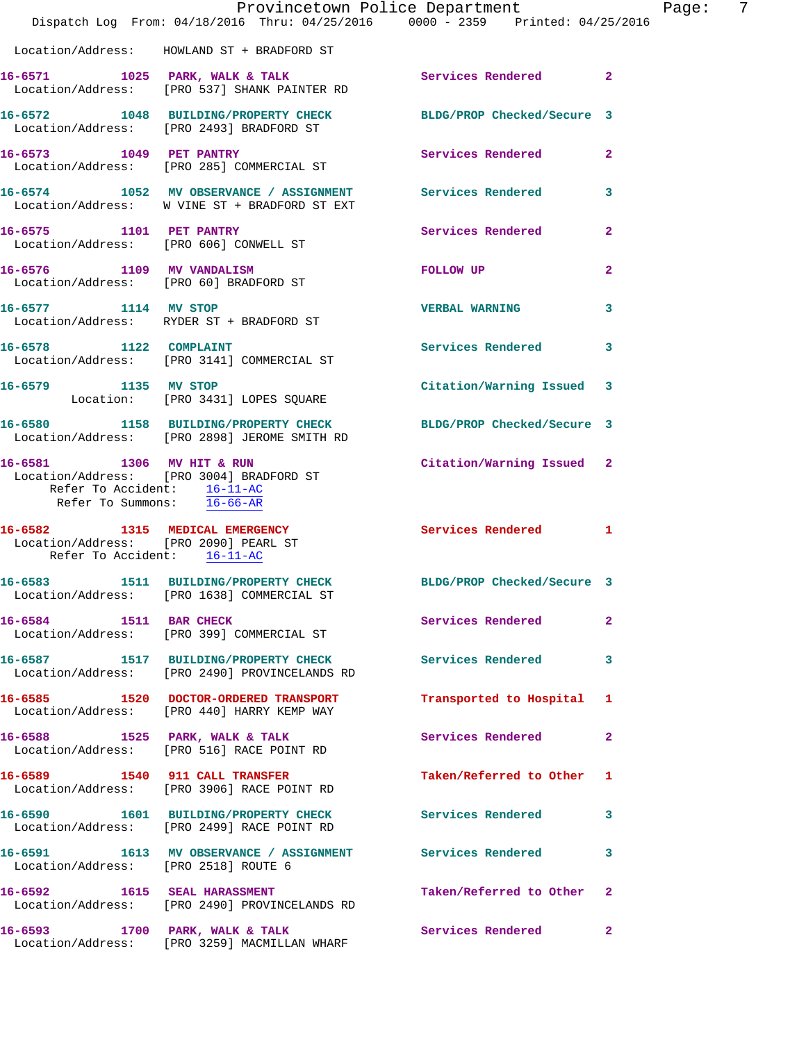Location/Address: HOWLAND ST + BRADFORD ST

16-6571 1025 PARK, WALK & TALK Services Rendered 2
Location/Address: [PRO 537] SHANK PAINTER RD

16-6572 1048 BUILDING/PROPERTY CHECK BLDG/PROP Checked/Secure 3
Location/Address: [PRO 2493] BRADFORD ST

16-6573 1049 PET PANTRY Services Rendered 2
Location/Address: [PRO 285] COMMERCIAL ST

16-6574 1052 MV OBSERVANCE / ASSIGNMENT Services Rendered 3
Location/Address: W VINE ST + BRADFORD ST EXT

16-6575 1101 PET PANTRY Services Rendered 2
Location/Address: [PRO 606] CONWELL ST

16-6576 1109 MV VANDALISM FOLLOW UP 2
Location/Address: [PRO 60] BRADFORD ST

16-6577 1114 MV STOP VERBAL WARNING 3
Location/Address: RYDER ST + BRADFORD ST

16-6578 1122 COMPLAINT Services Rendered 3
Location/Address: [PRO 3141] COMMERCIAL ST

16-6579 1135 MV STOP Citation/Warning Issued 3
Location: [PRO 3431] LOPES SQUARE

16-6580 1158 BUILDING/PROPERTY CHECK BLDG/PROP Checked/Secure 3
Location/Address: [PRO 2898] JEROME SMITH RD

16-6581 1306 MV HIT & RUN Citation/Warning Issued 2
Location/Address: [PRO 3004] BRADFORD ST
Refer To Accident: 16-11-AC
Refer To Summons: 16-66-AR

16-6582 1315 MEDICAL EMERGENCY Services Rendered 1
Location/Address: [PRO 2090] PEARL ST
Refer To Accident: 16-11-AC

16-6583 1511 BUILDING/PROPERTY CHECK BLDG/PROP Checked/Secure 3
Location/Address: [PRO 1638] COMMERCIAL ST

16-6584 1511 BAR CHECK Services Rendered 2
Location/Address: [PRO 399] COMMERCIAL ST

16-6587 1517 BUILDING/PROPERTY CHECK Services Rendered 3
Location/Address: [PRO 2490] PROVINCELANDS RD

16-6585 1520 DOCTOR-ORDERED TRANSPORT Transported to Hospital 1
Location/Address: [PRO 440] HARRY KEMP WAY

16-6588 1525 PARK, WALK & TALK Services Rendered 2
Location/Address: [PRO 516] RACE POINT RD

16-6589 1540 911 CALL TRANSFER Taken/Referred to Other 1
Location/Address: [PRO 3906] RACE POINT RD

16-6590 1601 BUILDING/PROPERTY CHECK Services Rendered 3
Location/Address: [PRO 2499] RACE POINT RD

16-6591 1613 MV OBSERVANCE / ASSIGNMENT Services Rendered 3
Location/Address: [PRO 2518] ROUTE 6

16-6592 1615 SEAL HARASSMENT Taken/Referred to Other 2
Location/Address: [PRO 2490] PROVINCELANDS RD

16-6593 1700 PARK, WALK & TALK Services Rendered 2
Location/Address: [PRO 3259] MACMILLAN WHARF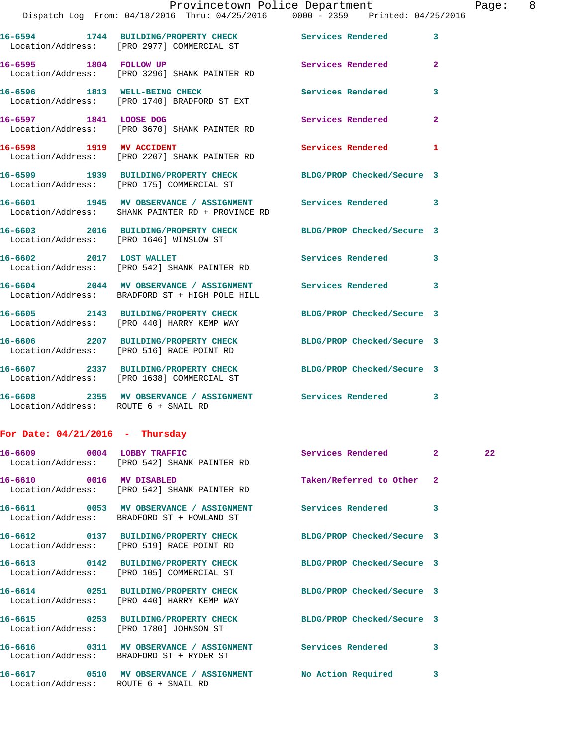16-6594 1744 BUILDING/PROPERTY CHECK Services Rendered 3
Location/Address: [PRO 2977] COMMERCIAL ST

16-6595 1804 FOLLOW UP Services Rendered 2
Location/Address: [PRO 3296] SHANK PAINTER RD

16-6596 1813 WELL-BEING CHECK Services Rendered 3
Location/Address: [PRO 1740] BRADFORD ST EXT

16-6597 1841 LOOSE DOG Services Rendered 2
Location/Address: [PRO 3670] SHANK PAINTER RD

16-6598 1919 MV ACCIDENT Services Rendered 1
Location/Address: [PRO 2207] SHANK PAINTER RD

16-6599 1939 BUILDING/PROPERTY CHECK BLDG/PROP Checked/Secure 3
Location/Address: [PRO 175] COMMERCIAL ST

16-6601 1945 MV OBSERVANCE / ASSIGNMENT Services Rendered 3
Location/Address: SHANK PAINTER RD + PROVINCE RD

16-6603 2016 BUILDING/PROPERTY CHECK BLDG/PROP Checked/Secure 3
Location/Address: [PRO 1646] WINSLOW ST

16-6602 2017 LOST WALLET Services Rendered 3
Location/Address: [PRO 542] SHANK PAINTER RD

16-6604 2044 MV OBSERVANCE / ASSIGNMENT Services Rendered 3
Location/Address: BRADFORD ST + HIGH POLE HILL

16-6605 2143 BUILDING/PROPERTY CHECK BLDG/PROP Checked/Secure 3
Location/Address: [PRO 440] HARRY KEMP WAY

16-6606 2207 BUILDING/PROPERTY CHECK BLDG/PROP Checked/Secure 3
Location/Address: [PRO 516] RACE POINT RD

16-6607 2337 BUILDING/PROPERTY CHECK BLDG/PROP Checked/Secure 3
Location/Address: [PRO 1638] COMMERCIAL ST

16-6608 2355 MV OBSERVANCE / ASSIGNMENT Services Rendered 3
Location/Address: ROUTE 6 + SNAIL RD

**For Date: 04/21/2016 - Thursday**

16-6609 0004 LOBBY TRAFFIC Services Rendered 2 22
Location/Address: [PRO 542] SHANK PAINTER RD

16-6610 0016 MV DISABLED Taken/Referred to Other 2
Location/Address: [PRO 542] SHANK PAINTER RD

16-6611 0053 MV OBSERVANCE / ASSIGNMENT Services Rendered 3
Location/Address: BRADFORD ST + HOWLAND ST

16-6612 0137 BUILDING/PROPERTY CHECK BLDG/PROP Checked/Secure 3
Location/Address: [PRO 519] RACE POINT RD

16-6613 0142 BUILDING/PROPERTY CHECK BLDG/PROP Checked/Secure 3
Location/Address: [PRO 105] COMMERCIAL ST

16-6614 0251 BUILDING/PROPERTY CHECK BLDG/PROP Checked/Secure 3
Location/Address: [PRO 440] HARRY KEMP WAY

16-6615 0253 BUILDING/PROPERTY CHECK BLDG/PROP Checked/Secure 3
Location/Address: [PRO 1780] JOHNSON ST

16-6616 0311 MV OBSERVANCE / ASSIGNMENT Services Rendered 3
Location/Address: BRADFORD ST + RYDER ST

16-6617 0510 MV OBSERVANCE / ASSIGNMENT No Action Required 3
Location/Address: ROUTE 6 + SNAIL RD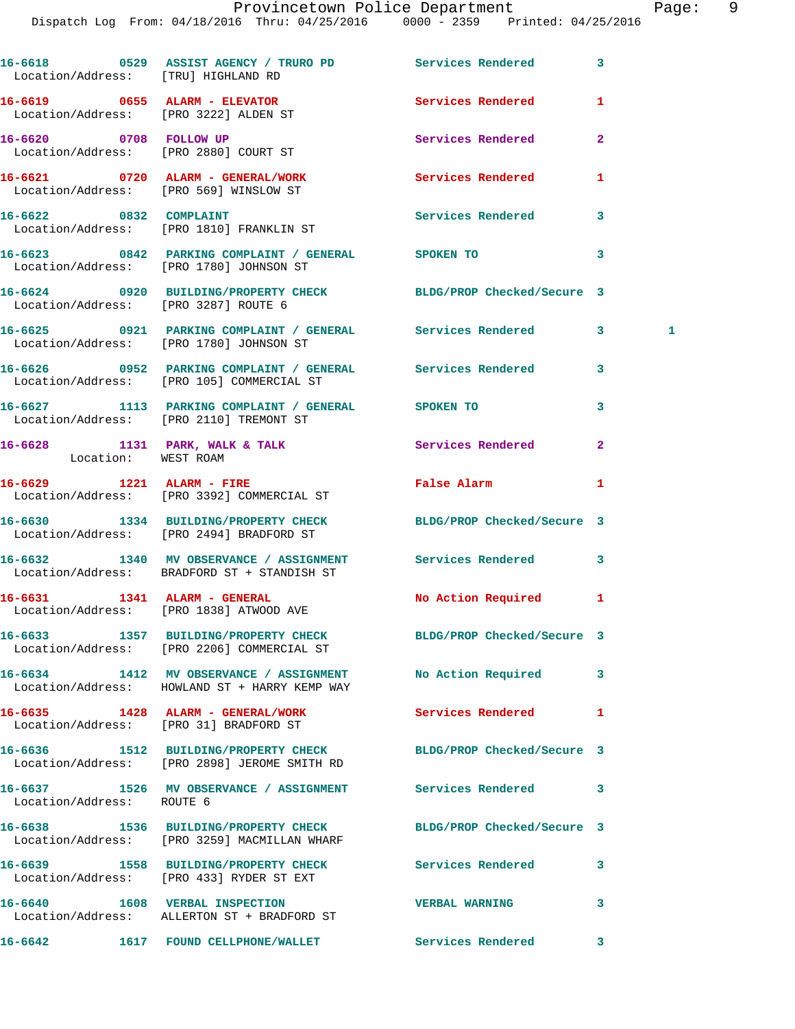16-6618 0529 ASSIST AGENCY / TRURO PD Services Rendered 3
Location/Address: [TRU] HIGHLAND RD

16-6619 0655 ALARM - ELEVATOR Services Rendered 1
Location/Address: [PRO 3222] ALDEN ST

16-6620 0708 FOLLOW UP Services Rendered 2
Location/Address: [PRO 2880] COURT ST

16-6621 0720 ALARM - GENERAL/WORK Services Rendered 1
Location/Address: [PRO 569] WINSLOW ST

16-6622 0832 COMPLAINT Services Rendered 3
Location/Address: [PRO 1810] FRANKLIN ST

16-6623 0842 PARKING COMPLAINT / GENERAL SPOKEN TO 3
Location/Address: [PRO 1780] JOHNSON ST

16-6624 0920 BUILDING/PROPERTY CHECK BLDG/PROP Checked/Secure 3
Location/Address: [PRO 3287] ROUTE 6

16-6625 0921 PARKING COMPLAINT / GENERAL Services Rendered 3 1
Location/Address: [PRO 1780] JOHNSON ST

16-6626 0952 PARKING COMPLAINT / GENERAL Services Rendered 3
Location/Address: [PRO 105] COMMERCIAL ST

16-6627 1113 PARKING COMPLAINT / GENERAL SPOKEN TO 3
Location/Address: [PRO 2110] TREMONT ST

16-6628 1131 PARK, WALK & TALK Services Rendered 2
Location: WEST ROAM

16-6629 1221 ALARM - FIRE False Alarm 1
Location/Address: [PRO 3392] COMMERCIAL ST

16-6630 1334 BUILDING/PROPERTY CHECK BLDG/PROP Checked/Secure 3
Location/Address: [PRO 2494] BRADFORD ST

16-6632 1340 MV OBSERVANCE / ASSIGNMENT Services Rendered 3
Location/Address: BRADFORD ST + STANDISH ST

16-6631 1341 ALARM - GENERAL No Action Required 1
Location/Address: [PRO 1838] ATWOOD AVE

16-6633 1357 BUILDING/PROPERTY CHECK BLDG/PROP Checked/Secure 3
Location/Address: [PRO 2206] COMMERCIAL ST

16-6634 1412 MV OBSERVANCE / ASSIGNMENT No Action Required 3
Location/Address: HOWLAND ST + HARRY KEMP WAY

16-6635 1428 ALARM - GENERAL/WORK Services Rendered 1
Location/Address: [PRO 31] BRADFORD ST

16-6636 1512 BUILDING/PROPERTY CHECK BLDG/PROP Checked/Secure 3
Location/Address: [PRO 2898] JEROME SMITH RD

16-6637 1526 MV OBSERVANCE / ASSIGNMENT Services Rendered 3
Location/Address: ROUTE 6

16-6638 1536 BUILDING/PROPERTY CHECK BLDG/PROP Checked/Secure 3
Location/Address: [PRO 3259] MACMILLAN WHARF

16-6639 1558 BUILDING/PROPERTY CHECK Services Rendered 3
Location/Address: [PRO 433] RYDER ST EXT

16-6640 1608 VERBAL INSPECTION VERBAL WARNING 3
Location/Address: ALLERTON ST + BRADFORD ST

16-6642 1617 FOUND CELLPHONE/WALLET Services Rendered 3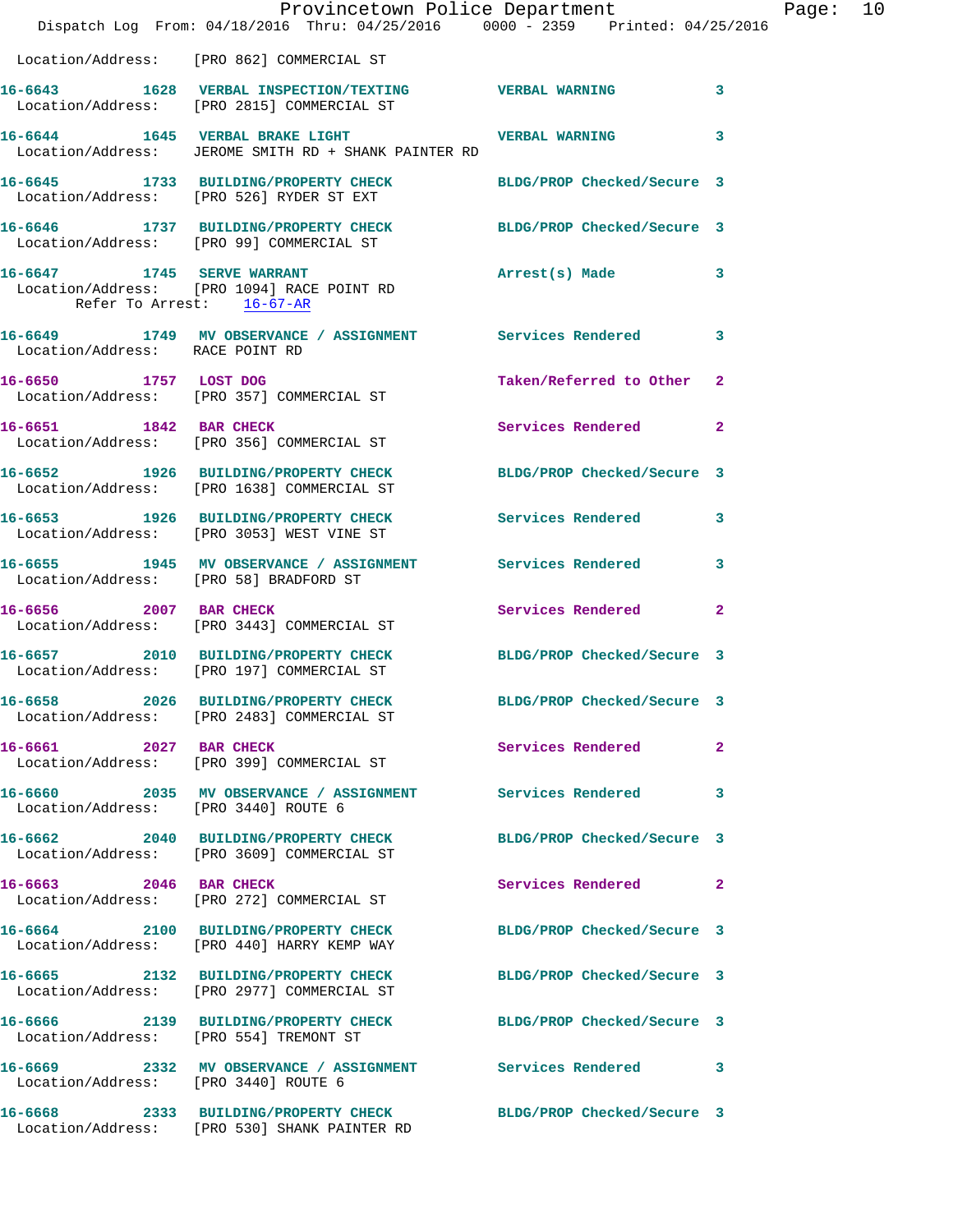Location/Address: [PRO 862] COMMERCIAL ST

16-6643 1628 VERBAL INSPECTION/TEXTING VERBAL WARNING 3
Location/Address: [PRO 2815] COMMERCIAL ST

16-6644 1645 VERBAL BRAKE LIGHT VERBAL WARNING 3
Location/Address: JEROME SMITH RD + SHANK PAINTER RD

16-6645 1733 BUILDING/PROPERTY CHECK BLDG/PROP Checked/Secure 3
Location/Address: [PRO 526] RYDER ST EXT

16-6646 1737 BUILDING/PROPERTY CHECK BLDG/PROP Checked/Secure 3
Location/Address: [PRO 99] COMMERCIAL ST

16-6647 1745 SERVE WARRANT Arrest(s) Made 3
Location/Address: [PRO 1094] RACE POINT RD
Refer To Arrest: 16-67-AR

16-6649 1749 MV OBSERVANCE / ASSIGNMENT Services Rendered 3
Location/Address: RACE POINT RD

16-6650 1757 LOST DOG Taken/Referred to Other 2
Location/Address: [PRO 357] COMMERCIAL ST

16-6651 1842 BAR CHECK Services Rendered 2
Location/Address: [PRO 356] COMMERCIAL ST

16-6652 1926 BUILDING/PROPERTY CHECK BLDG/PROP Checked/Secure 3
Location/Address: [PRO 1638] COMMERCIAL ST

16-6653 1926 BUILDING/PROPERTY CHECK Services Rendered 3
Location/Address: [PRO 3053] WEST VINE ST

16-6655 1945 MV OBSERVANCE / ASSIGNMENT Services Rendered 3
Location/Address: [PRO 58] BRADFORD ST

16-6656 2007 BAR CHECK Services Rendered 2
Location/Address: [PRO 3443] COMMERCIAL ST

16-6657 2010 BUILDING/PROPERTY CHECK BLDG/PROP Checked/Secure 3
Location/Address: [PRO 197] COMMERCIAL ST

16-6658 2026 BUILDING/PROPERTY CHECK BLDG/PROP Checked/Secure 3
Location/Address: [PRO 2483] COMMERCIAL ST

16-6661 2027 BAR CHECK Services Rendered 2
Location/Address: [PRO 399] COMMERCIAL ST

16-6660 2035 MV OBSERVANCE / ASSIGNMENT Services Rendered 3
Location/Address: [PRO 3440] ROUTE 6

16-6662 2040 BUILDING/PROPERTY CHECK BLDG/PROP Checked/Secure 3
Location/Address: [PRO 3609] COMMERCIAL ST

16-6663 2046 BAR CHECK Services Rendered 2
Location/Address: [PRO 272] COMMERCIAL ST

16-6664 2100 BUILDING/PROPERTY CHECK BLDG/PROP Checked/Secure 3
Location/Address: [PRO 440] HARRY KEMP WAY

16-6665 2132 BUILDING/PROPERTY CHECK BLDG/PROP Checked/Secure 3
Location/Address: [PRO 2977] COMMERCIAL ST

16-6666 2139 BUILDING/PROPERTY CHECK BLDG/PROP Checked/Secure 3
Location/Address: [PRO 554] TREMONT ST

16-6669 2332 MV OBSERVANCE / ASSIGNMENT Services Rendered 3
Location/Address: [PRO 3440] ROUTE 6

16-6668 2333 BUILDING/PROPERTY CHECK BLDG/PROP Checked/Secure 3
Location/Address: [PRO 530] SHANK PAINTER RD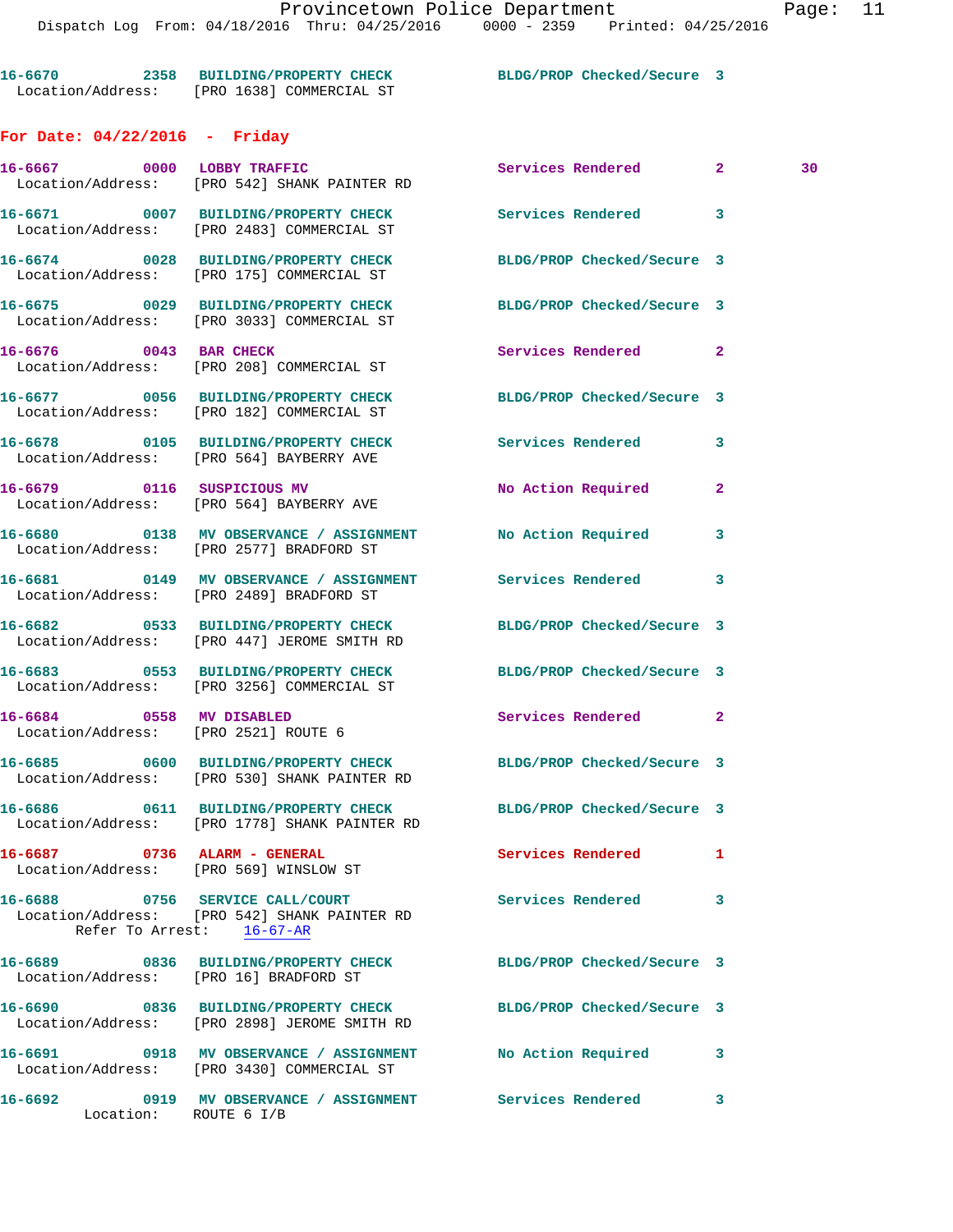16-6670 2358 BUILDING/PROPERTY CHECK BLDG/PROP Checked/Secure 3
Location/Address: [PRO 1638] COMMERCIAL ST

## For Date: 04/22/2016 - Friday

16-6667 0000 LOBBY TRAFFIC Services Rendered 2 30
Location/Address: [PRO 542] SHANK PAINTER RD

16-6671 0007 BUILDING/PROPERTY CHECK Services Rendered 3
Location/Address: [PRO 2483] COMMERCIAL ST

16-6674 0028 BUILDING/PROPERTY CHECK BLDG/PROP Checked/Secure 3
Location/Address: [PRO 175] COMMERCIAL ST

16-6675 0029 BUILDING/PROPERTY CHECK BLDG/PROP Checked/Secure 3
Location/Address: [PRO 3033] COMMERCIAL ST

16-6676 0043 BAR CHECK Services Rendered 2
Location/Address: [PRO 208] COMMERCIAL ST

16-6677 0056 BUILDING/PROPERTY CHECK BLDG/PROP Checked/Secure 3
Location/Address: [PRO 182] COMMERCIAL ST

16-6678 0105 BUILDING/PROPERTY CHECK Services Rendered 3
Location/Address: [PRO 564] BAYBERRY AVE

16-6679 0116 SUSPICIOUS MV No Action Required 2
Location/Address: [PRO 564] BAYBERRY AVE

16-6680 0138 MV OBSERVANCE / ASSIGNMENT No Action Required 3
Location/Address: [PRO 2577] BRADFORD ST

16-6681 0149 MV OBSERVANCE / ASSIGNMENT Services Rendered 3
Location/Address: [PRO 2489] BRADFORD ST

16-6682 0533 BUILDING/PROPERTY CHECK BLDG/PROP Checked/Secure 3
Location/Address: [PRO 447] JEROME SMITH RD

16-6683 0553 BUILDING/PROPERTY CHECK BLDG/PROP Checked/Secure 3
Location/Address: [PRO 3256] COMMERCIAL ST

16-6684 0558 MV DISABLED Services Rendered 2
Location/Address: [PRO 2521] ROUTE 6

16-6685 0600 BUILDING/PROPERTY CHECK BLDG/PROP Checked/Secure 3
Location/Address: [PRO 530] SHANK PAINTER RD

16-6686 0611 BUILDING/PROPERTY CHECK BLDG/PROP Checked/Secure 3
Location/Address: [PRO 1778] SHANK PAINTER RD

16-6687 0736 ALARM - GENERAL Services Rendered 1
Location/Address: [PRO 569] WINSLOW ST

16-6688 0756 SERVICE CALL/COURT Services Rendered 3
Location/Address: [PRO 542] SHANK PAINTER RD
Refer To Arrest: 16-67-AR

16-6689 0836 BUILDING/PROPERTY CHECK BLDG/PROP Checked/Secure 3
Location/Address: [PRO 16] BRADFORD ST

16-6690 0836 BUILDING/PROPERTY CHECK BLDG/PROP Checked/Secure 3
Location/Address: [PRO 2898] JEROME SMITH RD

16-6691 0918 MV OBSERVANCE / ASSIGNMENT No Action Required 3
Location/Address: [PRO 3430] COMMERCIAL ST

16-6692 0919 MV OBSERVANCE / ASSIGNMENT Services Rendered 3
Location: ROUTE 6 I/B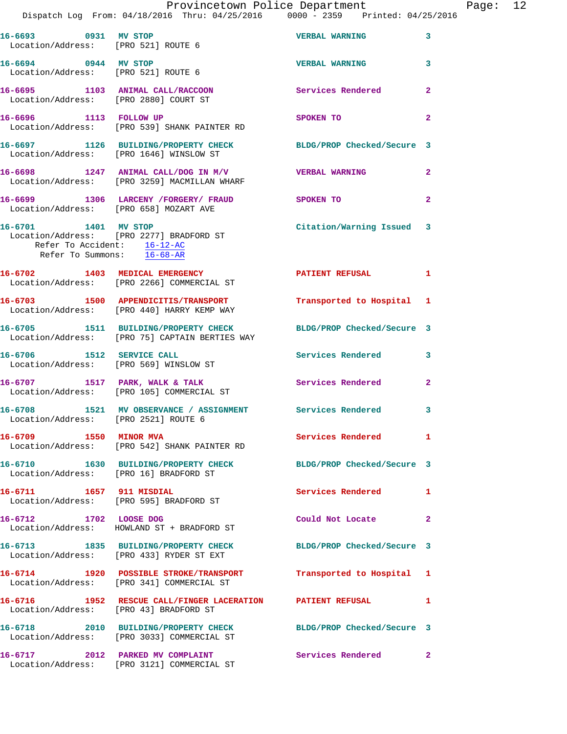16-6693 0931 MV STOP VERBAL WARNING 3
Location/Address: [PRO 521] ROUTE 6

16-6694 0944 MV STOP VERBAL WARNING 3
Location/Address: [PRO 521] ROUTE 6

16-6695 1103 ANIMAL CALL/RACCOON Services Rendered 2
Location/Address: [PRO 2880] COURT ST

16-6696 1113 FOLLOW UP SPOKEN TO 2
Location/Address: [PRO 539] SHANK PAINTER RD

16-6697 1126 BUILDING/PROPERTY CHECK BLDG/PROP Checked/Secure 3
Location/Address: [PRO 1646] WINSLOW ST

16-6698 1247 ANIMAL CALL/DOG IN M/V VERBAL WARNING 2
Location/Address: [PRO 3259] MACMILLAN WHARF

16-6699 1306 LARCENY /FORGERY/ FRAUD SPOKEN TO 2
Location/Address: [PRO 658] MOZART AVE

16-6701 1401 MV STOP Citation/Warning Issued 3
Location/Address: [PRO 2277] BRADFORD ST
Refer To Accident: 16-12-AC
Refer To Summons: 16-68-AR

16-6702 1403 MEDICAL EMERGENCY PATIENT REFUSAL 1
Location/Address: [PRO 2266] COMMERCIAL ST

16-6703 1500 APPENDICITIS/TRANSPORT Transported to Hospital 1
Location/Address: [PRO 440] HARRY KEMP WAY

16-6705 1511 BUILDING/PROPERTY CHECK BLDG/PROP Checked/Secure 3
Location/Address: [PRO 75] CAPTAIN BERTIES WAY

16-6706 1512 SERVICE CALL Services Rendered 3
Location/Address: [PRO 569] WINSLOW ST

16-6707 1517 PARK, WALK & TALK Services Rendered 2
Location/Address: [PRO 105] COMMERCIAL ST

16-6708 1521 MV OBSERVANCE / ASSIGNMENT Services Rendered 3
Location/Address: [PRO 2521] ROUTE 6

16-6709 1550 MINOR MVA Services Rendered 1
Location/Address: [PRO 542] SHANK PAINTER RD

16-6710 1630 BUILDING/PROPERTY CHECK BLDG/PROP Checked/Secure 3
Location/Address: [PRO 16] BRADFORD ST

16-6711 1657 911 MISDIAL Services Rendered 1
Location/Address: [PRO 595] BRADFORD ST

16-6712 1702 LOOSE DOG Could Not Locate 2
Location/Address: HOWLAND ST + BRADFORD ST

16-6713 1835 BUILDING/PROPERTY CHECK BLDG/PROP Checked/Secure 3
Location/Address: [PRO 433] RYDER ST EXT

16-6714 1920 POSSIBLE STROKE/TRANSPORT Transported to Hospital 1
Location/Address: [PRO 341] COMMERCIAL ST

16-6716 1952 RESCUE CALL/FINGER LACERATION PATIENT REFUSAL 1
Location/Address: [PRO 43] BRADFORD ST

16-6718 2010 BUILDING/PROPERTY CHECK BLDG/PROP Checked/Secure 3
Location/Address: [PRO 3033] COMMERCIAL ST

16-6717 2012 PARKED MV COMPLAINT Services Rendered 2
Location/Address: [PRO 3121] COMMERCIAL ST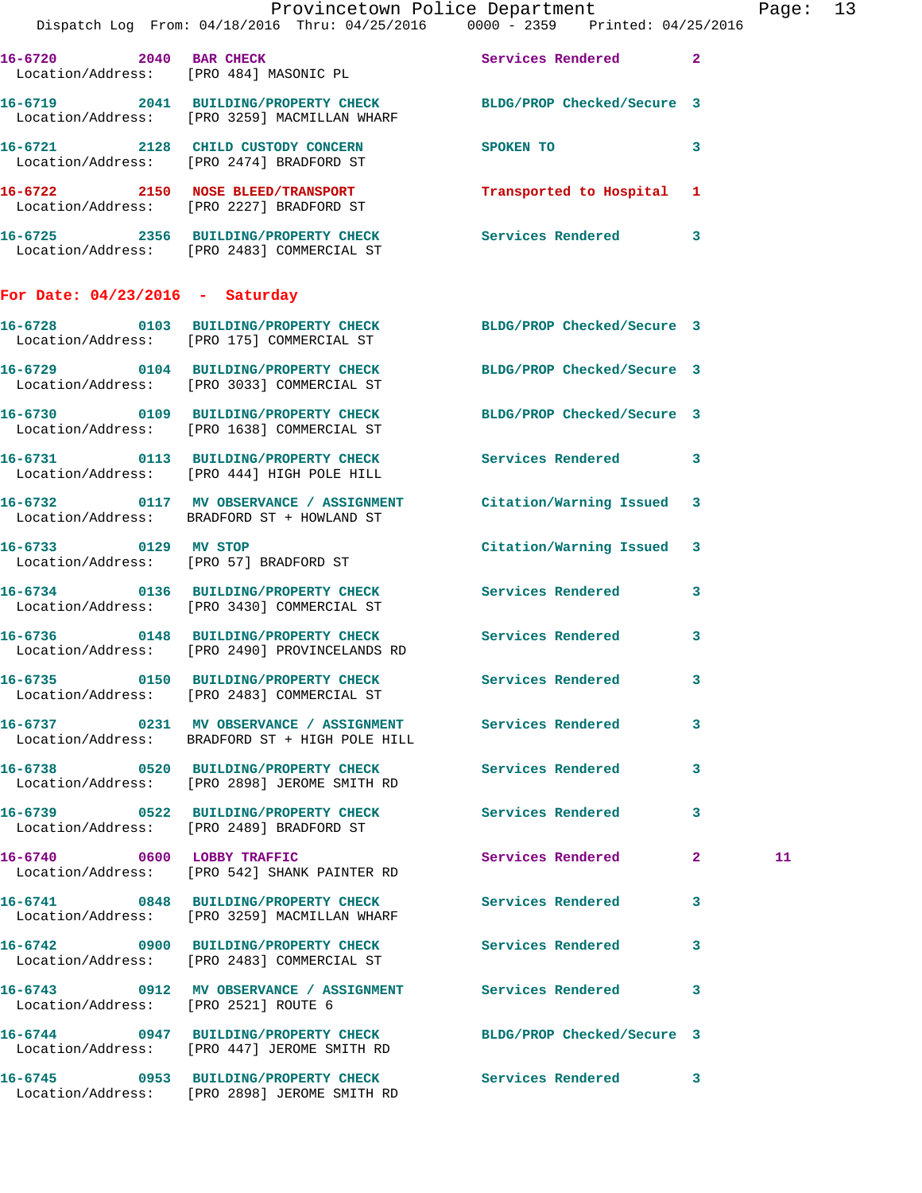16-6720 2040 BAR CHECK Services Rendered 2
Location/Address: [PRO 484] MASONIC PL

16-6719 2041 BUILDING/PROPERTY CHECK BLDG/PROP Checked/Secure 3
Location/Address: [PRO 3259] MACMILLAN WHARF

16-6721 2128 CHILD CUSTODY CONCERN SPOKEN TO 3
Location/Address: [PRO 2474] BRADFORD ST

16-6722 2150 NOSE BLEED/TRANSPORT Transported to Hospital 1
Location/Address: [PRO 2227] BRADFORD ST

16-6725 2356 BUILDING/PROPERTY CHECK Services Rendered 3
Location/Address: [PRO 2483] COMMERCIAL ST

## For Date: 04/23/2016 - Saturday

16-6728 0103 BUILDING/PROPERTY CHECK BLDG/PROP Checked/Secure 3
Location/Address: [PRO 175] COMMERCIAL ST

16-6729 0104 BUILDING/PROPERTY CHECK BLDG/PROP Checked/Secure 3
Location/Address: [PRO 3033] COMMERCIAL ST

16-6730 0109 BUILDING/PROPERTY CHECK BLDG/PROP Checked/Secure 3
Location/Address: [PRO 1638] COMMERCIAL ST

16-6731 0113 BUILDING/PROPERTY CHECK Services Rendered 3
Location/Address: [PRO 444] HIGH POLE HILL

16-6732 0117 MV OBSERVANCE / ASSIGNMENT Citation/Warning Issued 3
Location/Address: BRADFORD ST + HOWLAND ST

16-6733 0129 MV STOP Citation/Warning Issued 3
Location/Address: [PRO 57] BRADFORD ST

16-6734 0136 BUILDING/PROPERTY CHECK Services Rendered 3
Location/Address: [PRO 3430] COMMERCIAL ST

16-6736 0148 BUILDING/PROPERTY CHECK Services Rendered 3
Location/Address: [PRO 2490] PROVINCELANDS RD

16-6735 0150 BUILDING/PROPERTY CHECK Services Rendered 3
Location/Address: [PRO 2483] COMMERCIAL ST

16-6737 0231 MV OBSERVANCE / ASSIGNMENT Services Rendered 3
Location/Address: BRADFORD ST + HIGH POLE HILL

16-6738 0520 BUILDING/PROPERTY CHECK Services Rendered 3
Location/Address: [PRO 2898] JEROME SMITH RD

16-6739 0522 BUILDING/PROPERTY CHECK Services Rendered 3
Location/Address: [PRO 2489] BRADFORD ST

16-6740 0600 LOBBY TRAFFIC Services Rendered 2 11
Location/Address: [PRO 542] SHANK PAINTER RD

16-6741 0848 BUILDING/PROPERTY CHECK Services Rendered 3
Location/Address: [PRO 3259] MACMILLAN WHARF

16-6742 0900 BUILDING/PROPERTY CHECK Services Rendered 3
Location/Address: [PRO 2483] COMMERCIAL ST

16-6743 0912 MV OBSERVANCE / ASSIGNMENT Services Rendered 3
Location/Address: [PRO 2521] ROUTE 6

16-6744 0947 BUILDING/PROPERTY CHECK BLDG/PROP Checked/Secure 3
Location/Address: [PRO 447] JEROME SMITH RD

16-6745 0953 BUILDING/PROPERTY CHECK Services Rendered 3
Location/Address: [PRO 2898] JEROME SMITH RD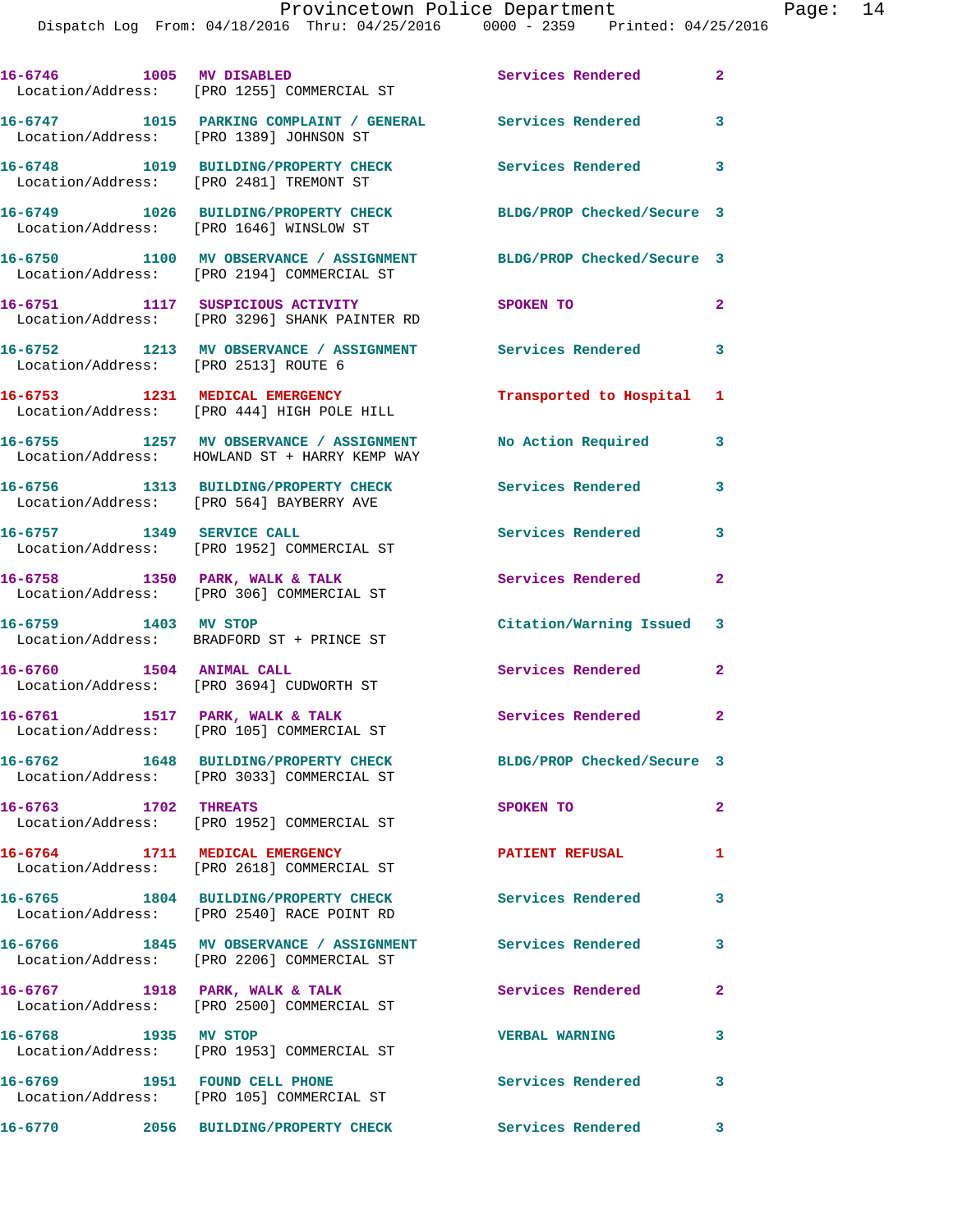16-6746 1005 **MV DISABLED** Services Rendered 2
Location/Address: [PRO 1255] COMMERCIAL ST

16-6747 1015 **PARKING COMPLAINT / GENERAL** Services Rendered 3
Location/Address: [PRO 1389] JOHNSON ST

16-6748 1019 **BUILDING/PROPERTY CHECK** Services Rendered 3
Location/Address: [PRO 2481] TREMONT ST

16-6749 1026 **BUILDING/PROPERTY CHECK** BLDG/PROP Checked/Secure 3
Location/Address: [PRO 1646] WINSLOW ST

16-6750 1100 **MV OBSERVANCE / ASSIGNMENT** BLDG/PROP Checked/Secure 3
Location/Address: [PRO 2194] COMMERCIAL ST

16-6751 1117 **SUSPICIOUS ACTIVITY** SPOKEN TO 2
Location/Address: [PRO 3296] SHANK PAINTER RD

16-6752 1213 **MV OBSERVANCE / ASSIGNMENT** Services Rendered 3
Location/Address: [PRO 2513] ROUTE 6

16-6753 1231 **MEDICAL EMERGENCY** Transported to Hospital 1
Location/Address: [PRO 444] HIGH POLE HILL

16-6755 1257 **MV OBSERVANCE / ASSIGNMENT** No Action Required 3
Location/Address: HOWLAND ST + HARRY KEMP WAY

16-6756 1313 **BUILDING/PROPERTY CHECK** Services Rendered 3
Location/Address: [PRO 564] BAYBERRY AVE

16-6757 1349 **SERVICE CALL** Services Rendered 3
Location/Address: [PRO 1952] COMMERCIAL ST

16-6758 1350 **PARK, WALK & TALK** Services Rendered 2
Location/Address: [PRO 306] COMMERCIAL ST

16-6759 1403 **MV STOP** Citation/Warning Issued 3
Location/Address: BRADFORD ST + PRINCE ST

16-6760 1504 **ANIMAL CALL** Services Rendered 2
Location/Address: [PRO 3694] CUDWORTH ST

16-6761 1517 **PARK, WALK & TALK** Services Rendered 2
Location/Address: [PRO 105] COMMERCIAL ST

16-6762 1648 **BUILDING/PROPERTY CHECK** BLDG/PROP Checked/Secure 3
Location/Address: [PRO 3033] COMMERCIAL ST

16-6763 1702 **THREATS** SPOKEN TO 2
Location/Address: [PRO 1952] COMMERCIAL ST

16-6764 1711 **MEDICAL EMERGENCY** PATIENT REFUSAL 1
Location/Address: [PRO 2618] COMMERCIAL ST

16-6765 1804 **BUILDING/PROPERTY CHECK** Services Rendered 3
Location/Address: [PRO 2540] RACE POINT RD

16-6766 1845 **MV OBSERVANCE / ASSIGNMENT** Services Rendered 3
Location/Address: [PRO 2206] COMMERCIAL ST

16-6767 1918 **PARK, WALK & TALK** Services Rendered 2
Location/Address: [PRO 2500] COMMERCIAL ST

16-6768 1935 **MV STOP** VERBAL WARNING 3
Location/Address: [PRO 1953] COMMERCIAL ST

16-6769 1951 **FOUND CELL PHONE** Services Rendered 3
Location/Address: [PRO 105] COMMERCIAL ST

16-6770 2056 **BUILDING/PROPERTY CHECK** Services Rendered 3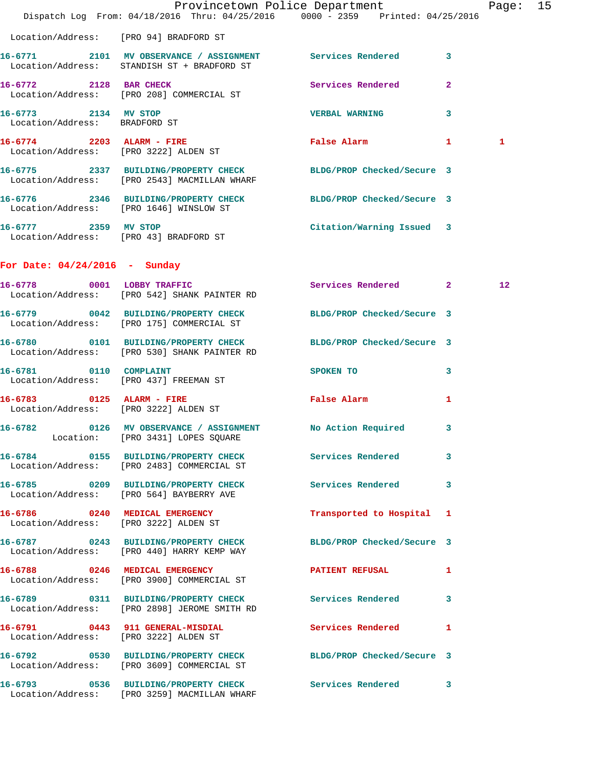Location/Address: [PRO 94] BRADFORD ST

| Call # | Time | Call Reason | Action | Priority | |
|---|---|---|---|---|---|
| 16-6771 | 2101 | MV OBSERVANCE / ASSIGNMENT | Services Rendered | 3 | |
| | | Location/Address: STANDISH ST + BRADFORD ST | | | |
| 16-6772 | 2128 | BAR CHECK | Services Rendered | 2 | |
| | | Location/Address: [PRO 208] COMMERCIAL ST | | | |
| 16-6773 | 2134 | MV STOP | VERBAL WARNING | 3 | |
| | | Location/Address: BRADFORD ST | | | |
| 16-6774 | 2203 | ALARM - FIRE | False Alarm | 1 | 1 |
| | | Location/Address: [PRO 3222] ALDEN ST | | | |
| 16-6775 | 2337 | BUILDING/PROPERTY CHECK | BLDG/PROP Checked/Secure | 3 | |
| | | Location/Address: [PRO 2543] MACMILLAN WHARF | | | |
| 16-6776 | 2346 | BUILDING/PROPERTY CHECK | BLDG/PROP Checked/Secure | 3 | |
| | | Location/Address: [PRO 1646] WINSLOW ST | | | |
| 16-6777 | 2359 | MV STOP | Citation/Warning Issued | 3 | |
| | | Location/Address: [PRO 43] BRADFORD ST | | | |

## For Date: 04/24/2016 - Sunday

| Call # | Time | Call Reason | Action | Priority | |
|---|---|---|---|---|---|
| 16-6778 | 0001 | LOBBY TRAFFIC | Services Rendered | 2 | 12 |
| | | Location/Address: [PRO 542] SHANK PAINTER RD | | | |
| 16-6779 | 0042 | BUILDING/PROPERTY CHECK | BLDG/PROP Checked/Secure | 3 | |
| | | Location/Address: [PRO 175] COMMERCIAL ST | | | |
| 16-6780 | 0101 | BUILDING/PROPERTY CHECK | BLDG/PROP Checked/Secure | 3 | |
| | | Location/Address: [PRO 530] SHANK PAINTER RD | | | |
| 16-6781 | 0110 | COMPLAINT | SPOKEN TO | 3 | |
| | | Location/Address: [PRO 437] FREEMAN ST | | | |
| 16-6783 | 0125 | ALARM - FIRE | False Alarm | 1 | |
| | | Location/Address: [PRO 3222] ALDEN ST | | | |
| 16-6782 | 0126 | MV OBSERVANCE / ASSIGNMENT | No Action Required | 3 | |
| | | Location: [PRO 3431] LOPES SQUARE | | | |
| 16-6784 | 0155 | BUILDING/PROPERTY CHECK | Services Rendered | 3 | |
| | | Location/Address: [PRO 2483] COMMERCIAL ST | | | |
| 16-6785 | 0209 | BUILDING/PROPERTY CHECK | Services Rendered | 3 | |
| | | Location/Address: [PRO 564] BAYBERRY AVE | | | |
| 16-6786 | 0240 | MEDICAL EMERGENCY | Transported to Hospital | 1 | |
| | | Location/Address: [PRO 3222] ALDEN ST | | | |
| 16-6787 | 0243 | BUILDING/PROPERTY CHECK | BLDG/PROP Checked/Secure | 3 | |
| | | Location/Address: [PRO 440] HARRY KEMP WAY | | | |
| 16-6788 | 0246 | MEDICAL EMERGENCY | PATIENT REFUSAL | 1 | |
| | | Location/Address: [PRO 3900] COMMERCIAL ST | | | |
| 16-6789 | 0311 | BUILDING/PROPERTY CHECK | Services Rendered | 3 | |
| | | Location/Address: [PRO 2898] JEROME SMITH RD | | | |
| 16-6791 | 0443 | 911 GENERAL-MISDIAL | Services Rendered | 1 | |
| | | Location/Address: [PRO 3222] ALDEN ST | | | |
| 16-6792 | 0530 | BUILDING/PROPERTY CHECK | BLDG/PROP Checked/Secure | 3 | |
| | | Location/Address: [PRO 3609] COMMERCIAL ST | | | |
| 16-6793 | 0536 | BUILDING/PROPERTY CHECK | Services Rendered | 3 | |
| | | Location/Address: [PRO 3259] MACMILLAN WHARF | | | |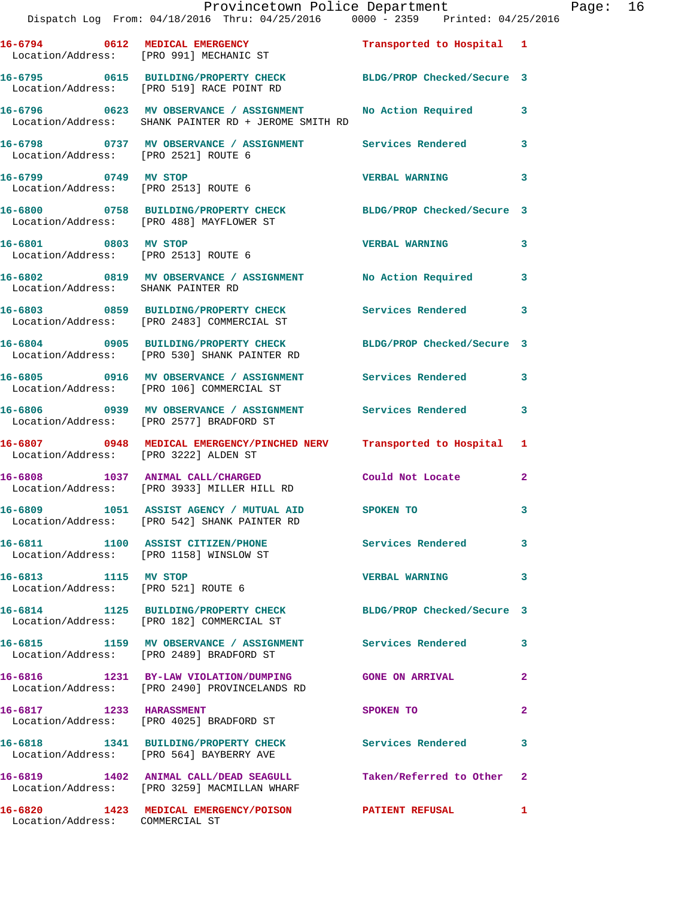16-6794 0612 MEDICAL EMERGENCY Transported to Hospital 1
Location/Address: [PRO 991] MECHANIC ST

16-6795 0615 BUILDING/PROPERTY CHECK BLDG/PROP Checked/Secure 3
Location/Address: [PRO 519] RACE POINT RD

16-6796 0623 MV OBSERVANCE / ASSIGNMENT No Action Required 3
Location/Address: SHANK PAINTER RD + JEROME SMITH RD

16-6798 0737 MV OBSERVANCE / ASSIGNMENT Services Rendered 3
Location/Address: [PRO 2521] ROUTE 6

16-6799 0749 MV STOP VERBAL WARNING 3
Location/Address: [PRO 2513] ROUTE 6

16-6800 0758 BUILDING/PROPERTY CHECK BLDG/PROP Checked/Secure 3
Location/Address: [PRO 488] MAYFLOWER ST

16-6801 0803 MV STOP VERBAL WARNING 3
Location/Address: [PRO 2513] ROUTE 6

16-6802 0819 MV OBSERVANCE / ASSIGNMENT No Action Required 3
Location/Address: SHANK PAINTER RD

16-6803 0859 BUILDING/PROPERTY CHECK Services Rendered 3
Location/Address: [PRO 2483] COMMERCIAL ST

16-6804 0905 BUILDING/PROPERTY CHECK BLDG/PROP Checked/Secure 3
Location/Address: [PRO 530] SHANK PAINTER RD

16-6805 0916 MV OBSERVANCE / ASSIGNMENT Services Rendered 3
Location/Address: [PRO 106] COMMERCIAL ST

16-6806 0939 MV OBSERVANCE / ASSIGNMENT Services Rendered 3
Location/Address: [PRO 2577] BRADFORD ST

16-6807 0948 MEDICAL EMERGENCY/PINCHED NERV Transported to Hospital 1
Location/Address: [PRO 3222] ALDEN ST

16-6808 1037 ANIMAL CALL/CHARGED Could Not Locate 2
Location/Address: [PRO 3933] MILLER HILL RD

16-6809 1051 ASSIST AGENCY / MUTUAL AID SPOKEN TO 3
Location/Address: [PRO 542] SHANK PAINTER RD

16-6811 1100 ASSIST CITIZEN/PHONE Services Rendered 3
Location/Address: [PRO 1158] WINSLOW ST

16-6813 1115 MV STOP VERBAL WARNING 3
Location/Address: [PRO 521] ROUTE 6

16-6814 1125 BUILDING/PROPERTY CHECK BLDG/PROP Checked/Secure 3
Location/Address: [PRO 182] COMMERCIAL ST

16-6815 1159 MV OBSERVANCE / ASSIGNMENT Services Rendered 3
Location/Address: [PRO 2489] BRADFORD ST

16-6816 1231 BY-LAW VIOLATION/DUMPING GONE ON ARRIVAL 2
Location/Address: [PRO 2490] PROVINCELANDS RD

16-6817 1233 HARASSMENT SPOKEN TO 2
Location/Address: [PRO 4025] BRADFORD ST

16-6818 1341 BUILDING/PROPERTY CHECK Services Rendered 3
Location/Address: [PRO 564] BAYBERRY AVE

16-6819 1402 ANIMAL CALL/DEAD SEAGULL Taken/Referred to Other 2
Location/Address: [PRO 3259] MACMILLAN WHARF

16-6820 1423 MEDICAL EMERGENCY/POISON PATIENT REFUSAL 1
Location/Address: COMMERCIAL ST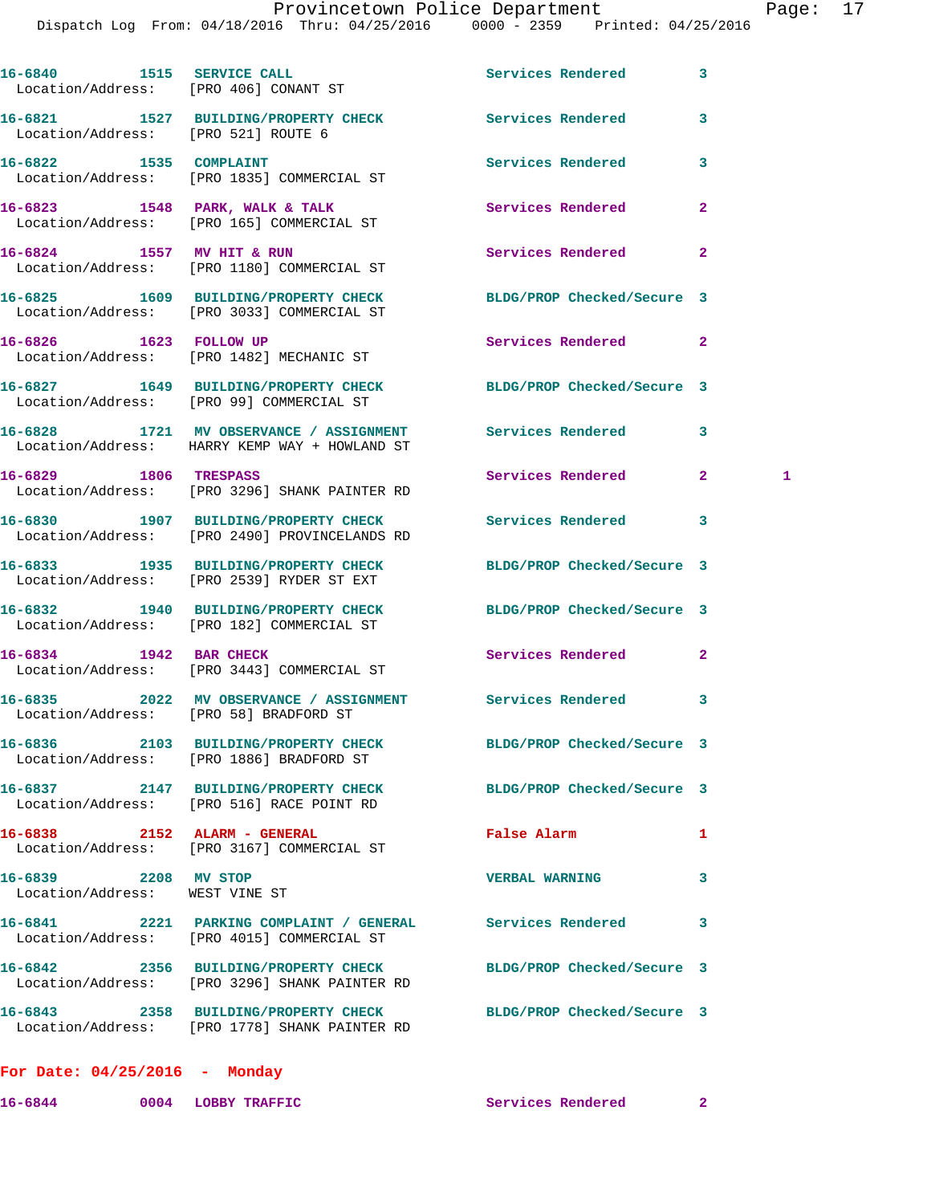16-6840 1515 SERVICE CALL Services Rendered 3
Location/Address: [PRO 406] CONANT ST

16-6821 1527 BUILDING/PROPERTY CHECK Services Rendered 3
Location/Address: [PRO 521] ROUTE 6

16-6822 1535 COMPLAINT Services Rendered 3
Location/Address: [PRO 1835] COMMERCIAL ST

16-6823 1548 PARK, WALK & TALK Services Rendered 2
Location/Address: [PRO 165] COMMERCIAL ST

16-6824 1557 MV HIT & RUN Services Rendered 2
Location/Address: [PRO 1180] COMMERCIAL ST

16-6825 1609 BUILDING/PROPERTY CHECK BLDG/PROP Checked/Secure 3
Location/Address: [PRO 3033] COMMERCIAL ST

16-6826 1623 FOLLOW UP Services Rendered 2
Location/Address: [PRO 1482] MECHANIC ST

16-6827 1649 BUILDING/PROPERTY CHECK BLDG/PROP Checked/Secure 3
Location/Address: [PRO 99] COMMERCIAL ST

16-6828 1721 MV OBSERVANCE / ASSIGNMENT Services Rendered 3
Location/Address: HARRY KEMP WAY + HOWLAND ST

16-6829 1806 TRESPASS Services Rendered 2 1
Location/Address: [PRO 3296] SHANK PAINTER RD

16-6830 1907 BUILDING/PROPERTY CHECK Services Rendered 3
Location/Address: [PRO 2490] PROVINCELANDS RD

16-6833 1935 BUILDING/PROPERTY CHECK BLDG/PROP Checked/Secure 3
Location/Address: [PRO 2539] RYDER ST EXT

16-6832 1940 BUILDING/PROPERTY CHECK BLDG/PROP Checked/Secure 3
Location/Address: [PRO 182] COMMERCIAL ST

16-6834 1942 BAR CHECK Services Rendered 2
Location/Address: [PRO 3443] COMMERCIAL ST

16-6835 2022 MV OBSERVANCE / ASSIGNMENT Services Rendered 3
Location/Address: [PRO 58] BRADFORD ST

16-6836 2103 BUILDING/PROPERTY CHECK BLDG/PROP Checked/Secure 3
Location/Address: [PRO 1886] BRADFORD ST

16-6837 2147 BUILDING/PROPERTY CHECK BLDG/PROP Checked/Secure 3
Location/Address: [PRO 516] RACE POINT RD

16-6838 2152 ALARM - GENERAL False Alarm 1
Location/Address: [PRO 3167] COMMERCIAL ST

16-6839 2208 MV STOP VERBAL WARNING 3
Location/Address: WEST VINE ST

16-6841 2221 PARKING COMPLAINT / GENERAL Services Rendered 3
Location/Address: [PRO 4015] COMMERCIAL ST

16-6842 2356 BUILDING/PROPERTY CHECK BLDG/PROP Checked/Secure 3
Location/Address: [PRO 3296] SHANK PAINTER RD

16-6843 2358 BUILDING/PROPERTY CHECK BLDG/PROP Checked/Secure 3
Location/Address: [PRO 1778] SHANK PAINTER RD

**For Date: 04/25/2016 - Monday**

16-6844 0004 LOBBY TRAFFIC Services Rendered 2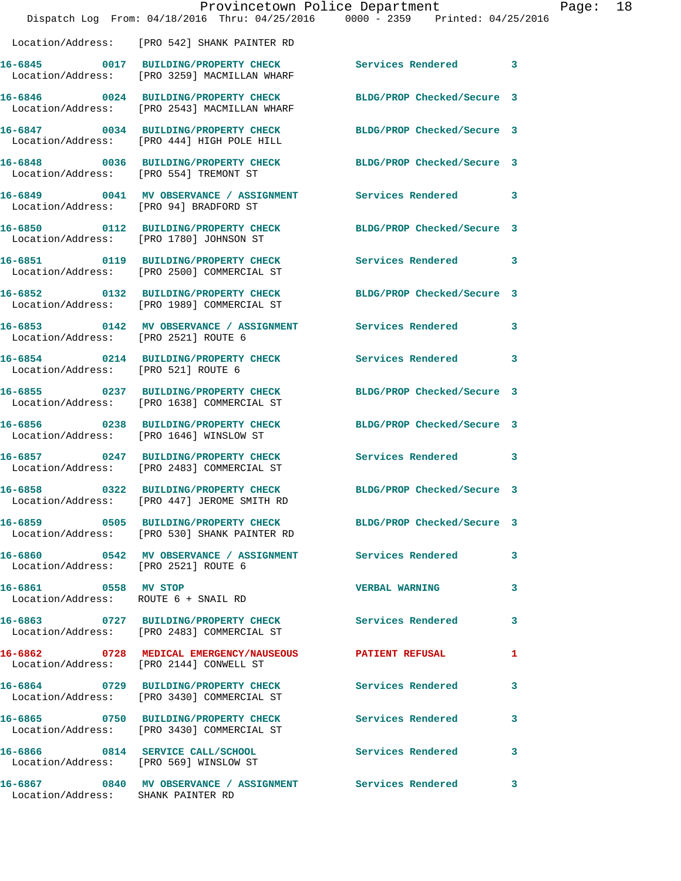Location/Address: [PRO 542] SHANK PAINTER RD

| Call # | Time | Call Reason | Action | Priority |
|---|---|---|---|---|
| 16-6845 | 0017 | BUILDING/PROPERTY CHECK | Services Rendered | 3 |
| | | Location/Address: [PRO 3259] MACMILLAN WHARF | | |
| 16-6846 | 0024 | BUILDING/PROPERTY CHECK | BLDG/PROP Checked/Secure | 3 |
| | | Location/Address: [PRO 2543] MACMILLAN WHARF | | |
| 16-6847 | 0034 | BUILDING/PROPERTY CHECK | BLDG/PROP Checked/Secure | 3 |
| | | Location/Address: [PRO 444] HIGH POLE HILL | | |
| 16-6848 | 0036 | BUILDING/PROPERTY CHECK | BLDG/PROP Checked/Secure | 3 |
| | | Location/Address: [PRO 554] TREMONT ST | | |
| 16-6849 | 0041 | MV OBSERVANCE / ASSIGNMENT | Services Rendered | 3 |
| | | Location/Address: [PRO 94] BRADFORD ST | | |
| 16-6850 | 0112 | BUILDING/PROPERTY CHECK | BLDG/PROP Checked/Secure | 3 |
| | | Location/Address: [PRO 1780] JOHNSON ST | | |
| 16-6851 | 0119 | BUILDING/PROPERTY CHECK | Services Rendered | 3 |
| | | Location/Address: [PRO 2500] COMMERCIAL ST | | |
| 16-6852 | 0132 | BUILDING/PROPERTY CHECK | BLDG/PROP Checked/Secure | 3 |
| | | Location/Address: [PRO 1989] COMMERCIAL ST | | |
| 16-6853 | 0142 | MV OBSERVANCE / ASSIGNMENT | Services Rendered | 3 |
| | | Location/Address: [PRO 2521] ROUTE 6 | | |
| 16-6854 | 0214 | BUILDING/PROPERTY CHECK | Services Rendered | 3 |
| | | Location/Address: [PRO 521] ROUTE 6 | | |
| 16-6855 | 0237 | BUILDING/PROPERTY CHECK | BLDG/PROP Checked/Secure | 3 |
| | | Location/Address: [PRO 1638] COMMERCIAL ST | | |
| 16-6856 | 0238 | BUILDING/PROPERTY CHECK | BLDG/PROP Checked/Secure | 3 |
| | | Location/Address: [PRO 1646] WINSLOW ST | | |
| 16-6857 | 0247 | BUILDING/PROPERTY CHECK | Services Rendered | 3 |
| | | Location/Address: [PRO 2483] COMMERCIAL ST | | |
| 16-6858 | 0322 | BUILDING/PROPERTY CHECK | BLDG/PROP Checked/Secure | 3 |
| | | Location/Address: [PRO 447] JEROME SMITH RD | | |
| 16-6859 | 0505 | BUILDING/PROPERTY CHECK | BLDG/PROP Checked/Secure | 3 |
| | | Location/Address: [PRO 530] SHANK PAINTER RD | | |
| 16-6860 | 0542 | MV OBSERVANCE / ASSIGNMENT | Services Rendered | 3 |
| | | Location/Address: [PRO 2521] ROUTE 6 | | |
| 16-6861 | 0558 | MV STOP | VERBAL WARNING | 3 |
| | | Location/Address: ROUTE 6 + SNAIL RD | | |
| 16-6863 | 0727 | BUILDING/PROPERTY CHECK | Services Rendered | 3 |
| | | Location/Address: [PRO 2483] COMMERCIAL ST | | |
| 16-6862 | 0728 | MEDICAL EMERGENCY/NAUSEOUS | PATIENT REFUSAL | 1 |
| | | Location/Address: [PRO 2144] CONWELL ST | | |
| 16-6864 | 0729 | BUILDING/PROPERTY CHECK | Services Rendered | 3 |
| | | Location/Address: [PRO 3430] COMMERCIAL ST | | |
| 16-6865 | 0750 | BUILDING/PROPERTY CHECK | Services Rendered | 3 |
| | | Location/Address: [PRO 3430] COMMERCIAL ST | | |
| 16-6866 | 0814 | SERVICE CALL/SCHOOL | Services Rendered | 3 |
| | | Location/Address: [PRO 569] WINSLOW ST | | |
| 16-6867 | 0840 | MV OBSERVANCE / ASSIGNMENT | Services Rendered | 3 |
| | | Location/Address: SHANK PAINTER RD | | |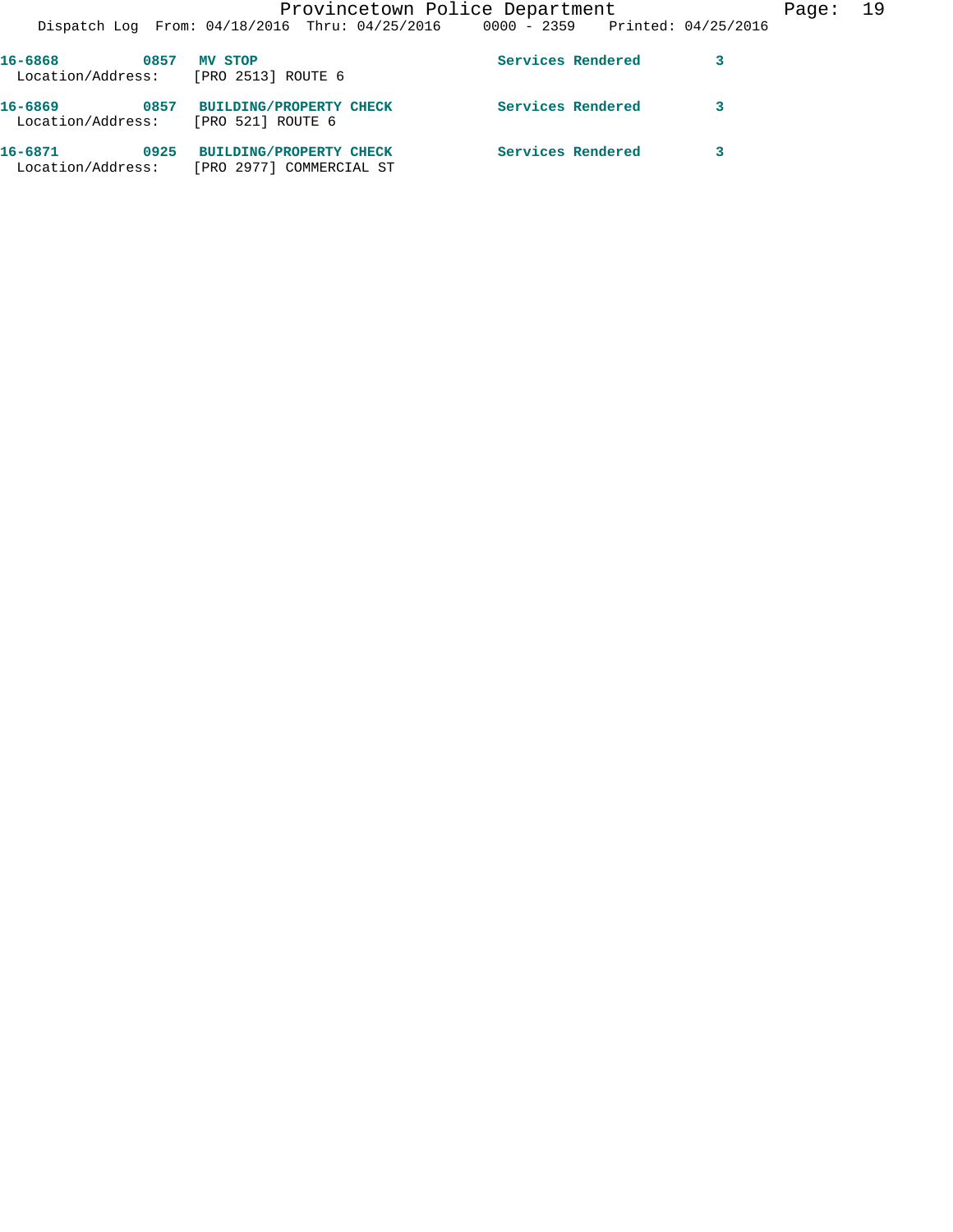**16-6868** **0857** **MV STOP** **Services Rendered** **3**
Location/Address: [PRO 2513] ROUTE 6

**16-6869** **0857** **BUILDING/PROPERTY CHECK** **Services Rendered** **3**
Location/Address: [PRO 521] ROUTE 6

**16-6871** **0925** **BUILDING/PROPERTY CHECK** **Services Rendered** **3**
Location/Address: [PRO 2977] COMMERCIAL ST